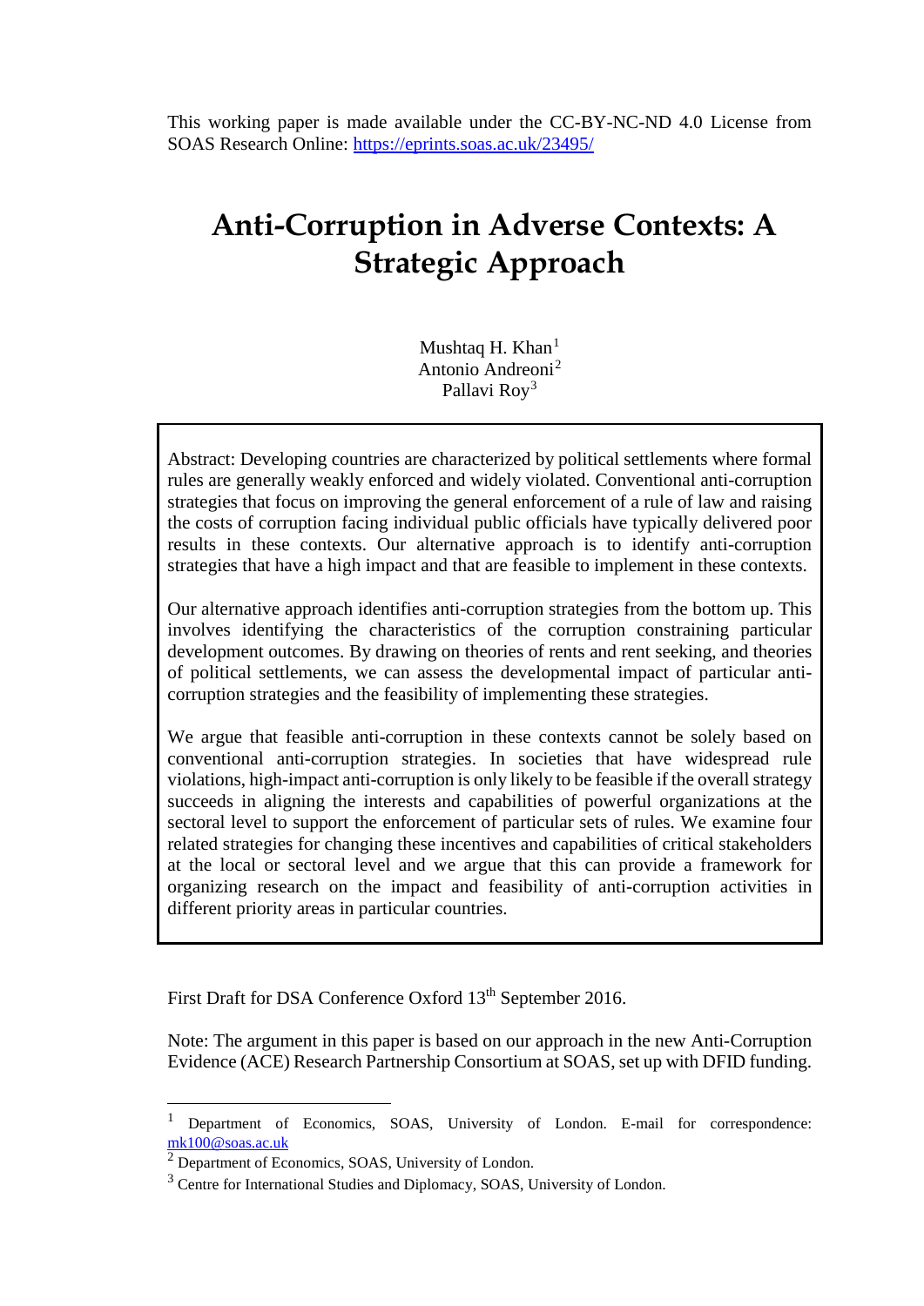This working paper is made available under the CC-BY-NC-ND 4.0 License from SOAS Research Online: https://eprints.soas.ac.uk/23495/

# Anti-Corruption in Adverse Contexts: A Strategic Approach

Mushtaq H. Khan[1]
Antonio Andreoni[2]
Pallavi Roy[3]

Abstract: Developing countries are characterized by political settlements where formal rules are generally weakly enforced and widely violated. Conventional anti-corruption strategies that focus on improving the general enforcement of a rule of law and raising the costs of corruption facing individual public officials have typically delivered poor results in these contexts. Our alternative approach is to identify anti-corruption strategies that have a high impact and that are feasible to implement in these contexts.

Our alternative approach identifies anti-corruption strategies from the bottom up. This involves identifying the characteristics of the corruption constraining particular development outcomes. By drawing on theories of rents and rent seeking, and theories of political settlements, we can assess the developmental impact of particular anti-corruption strategies and the feasibility of implementing these strategies.

We argue that feasible anti-corruption in these contexts cannot be solely based on conventional anti-corruption strategies. In societies that have widespread rule violations, high-impact anti-corruption is only likely to be feasible if the overall strategy succeeds in aligning the interests and capabilities of powerful organizations at the sectoral level to support the enforcement of particular sets of rules. We examine four related strategies for changing these incentives and capabilities of critical stakeholders at the local or sectoral level and we argue that this can provide a framework for organizing research on the impact and feasibility of anti-corruption activities in different priority areas in particular countries.

First Draft for DSA Conference Oxford 13th September 2016.

Note: The argument in this paper is based on our approach in the new Anti-Corruption Evidence (ACE) Research Partnership Consortium at SOAS, set up with DFID funding.

---

[1] Department of Economics, SOAS, University of London. E-mail for correspondence: mk100@soas.ac.uk

[2] Department of Economics, SOAS, University of London.

[3] Centre for International Studies and Diplomacy, SOAS, University of London.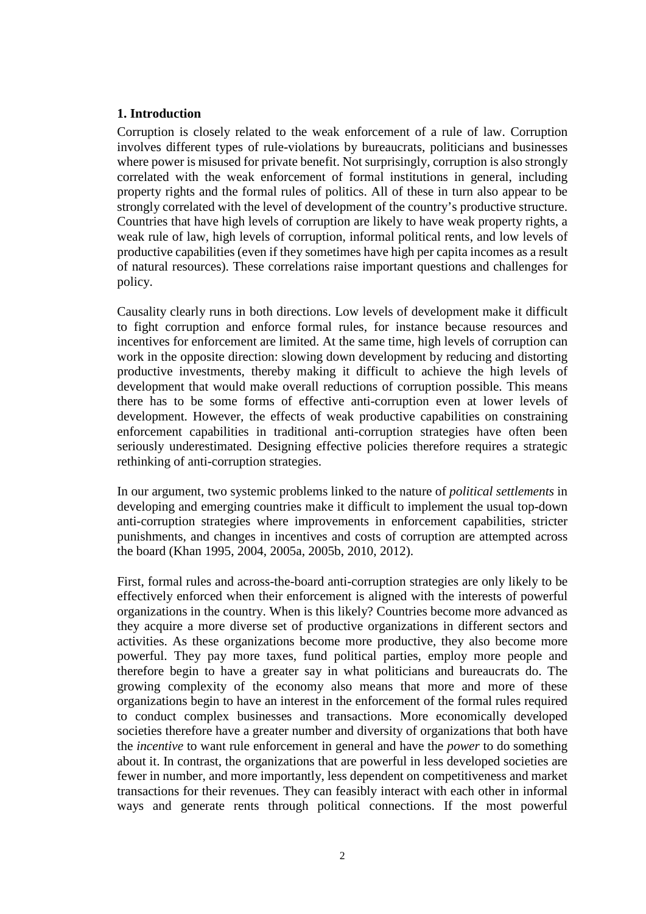## 1. Introduction

Corruption is closely related to the weak enforcement of a rule of law. Corruption involves different types of rule-violations by bureaucrats, politicians and businesses where power is misused for private benefit. Not surprisingly, corruption is also strongly correlated with the weak enforcement of formal institutions in general, including property rights and the formal rules of politics. All of these in turn also appear to be strongly correlated with the level of development of the country's productive structure. Countries that have high levels of corruption are likely to have weak property rights, a weak rule of law, high levels of corruption, informal political rents, and low levels of productive capabilities (even if they sometimes have high per capita incomes as a result of natural resources). These correlations raise important questions and challenges for policy.

Causality clearly runs in both directions. Low levels of development make it difficult to fight corruption and enforce formal rules, for instance because resources and incentives for enforcement are limited. At the same time, high levels of corruption can work in the opposite direction: slowing down development by reducing and distorting productive investments, thereby making it difficult to achieve the high levels of development that would make overall reductions of corruption possible. This means there has to be some forms of effective anti-corruption even at lower levels of development. However, the effects of weak productive capabilities on constraining enforcement capabilities in traditional anti-corruption strategies have often been seriously underestimated. Designing effective policies therefore requires a strategic rethinking of anti-corruption strategies.

In our argument, two systemic problems linked to the nature of *political settlements* in developing and emerging countries make it difficult to implement the usual top-down anti-corruption strategies where improvements in enforcement capabilities, stricter punishments, and changes in incentives and costs of corruption are attempted across the board (Khan 1995, 2004, 2005a, 2005b, 2010, 2012).

First, formal rules and across-the-board anti-corruption strategies are only likely to be effectively enforced when their enforcement is aligned with the interests of powerful organizations in the country. When is this likely? Countries become more advanced as they acquire a more diverse set of productive organizations in different sectors and activities. As these organizations become more productive, they also become more powerful. They pay more taxes, fund political parties, employ more people and therefore begin to have a greater say in what politicians and bureaucrats do. The growing complexity of the economy also means that more and more of these organizations begin to have an interest in the enforcement of the formal rules required to conduct complex businesses and transactions. More economically developed societies therefore have a greater number and diversity of organizations that both have the *incentive* to want rule enforcement in general and have the *power* to do something about it. In contrast, the organizations that are powerful in less developed societies are fewer in number, and more importantly, less dependent on competitiveness and market transactions for their revenues. They can feasibly interact with each other in informal ways and generate rents through political connections. If the most powerful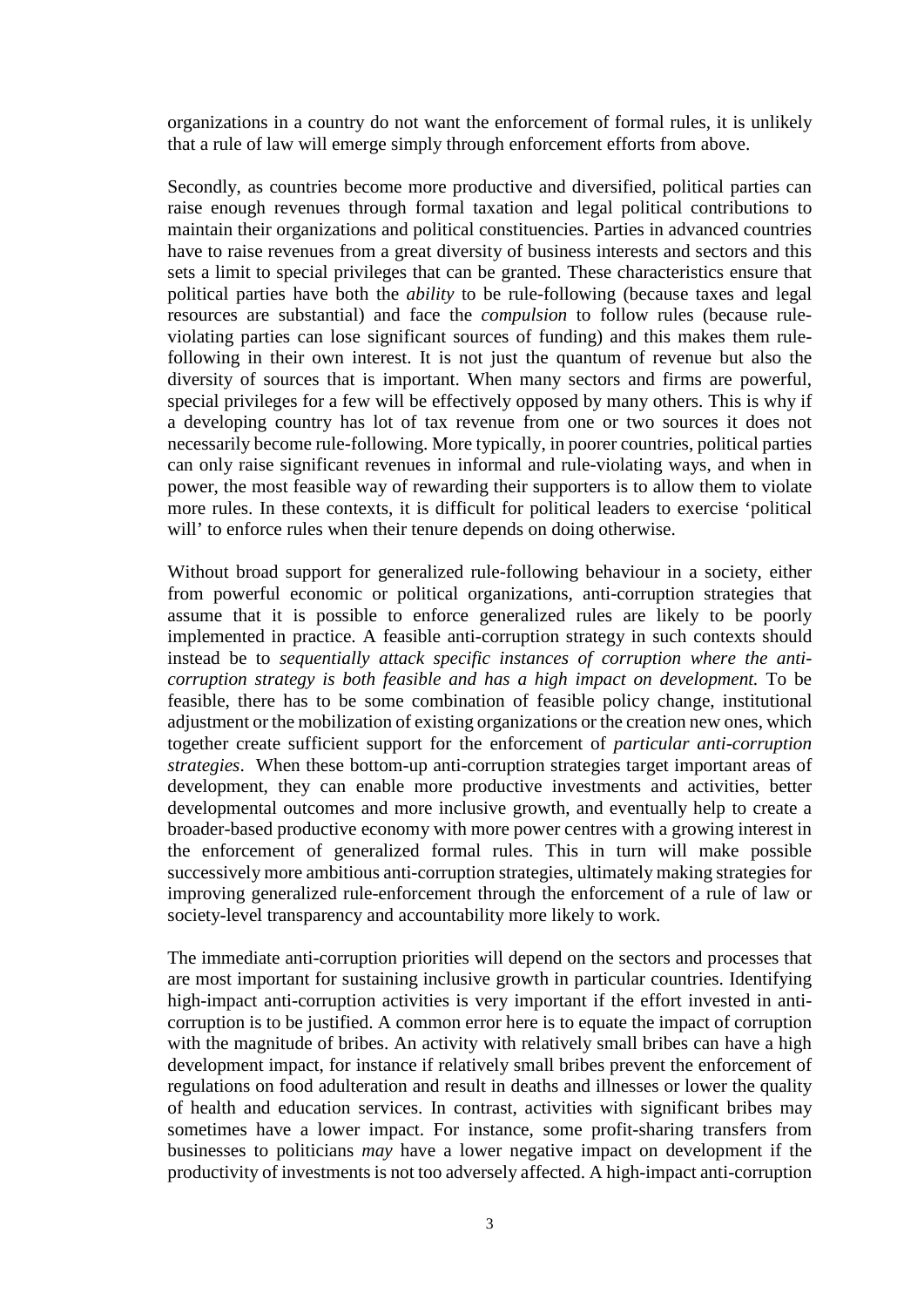organizations in a country do not want the enforcement of formal rules, it is unlikely that a rule of law will emerge simply through enforcement efforts from above.

Secondly, as countries become more productive and diversified, political parties can raise enough revenues through formal taxation and legal political contributions to maintain their organizations and political constituencies. Parties in advanced countries have to raise revenues from a great diversity of business interests and sectors and this sets a limit to special privileges that can be granted. These characteristics ensure that political parties have both the *ability* to be rule-following (because taxes and legal resources are substantial) and face the *compulsion* to follow rules (because rule-violating parties can lose significant sources of funding) and this makes them rule-following in their own interest. It is not just the quantum of revenue but also the diversity of sources that is important. When many sectors and firms are powerful, special privileges for a few will be effectively opposed by many others. This is why if a developing country has lot of tax revenue from one or two sources it does not necessarily become rule-following. More typically, in poorer countries, political parties can only raise significant revenues in informal and rule-violating ways, and when in power, the most feasible way of rewarding their supporters is to allow them to violate more rules. In these contexts, it is difficult for political leaders to exercise 'political will' to enforce rules when their tenure depends on doing otherwise.

Without broad support for generalized rule-following behaviour in a society, either from powerful economic or political organizations, anti-corruption strategies that assume that it is possible to enforce generalized rules are likely to be poorly implemented in practice. A feasible anti-corruption strategy in such contexts should instead be to *sequentially attack specific instances of corruption where the anti-corruption strategy is both feasible and has a high impact on development.* To be feasible, there has to be some combination of feasible policy change, institutional adjustment or the mobilization of existing organizations or the creation new ones, which together create sufficient support for the enforcement of *particular anti-corruption strategies*. When these bottom-up anti-corruption strategies target important areas of development, they can enable more productive investments and activities, better developmental outcomes and more inclusive growth, and eventually help to create a broader-based productive economy with more power centres with a growing interest in the enforcement of generalized formal rules. This in turn will make possible successively more ambitious anti-corruption strategies, ultimately making strategies for improving generalized rule-enforcement through the enforcement of a rule of law or society-level transparency and accountability more likely to work.

The immediate anti-corruption priorities will depend on the sectors and processes that are most important for sustaining inclusive growth in particular countries. Identifying high-impact anti-corruption activities is very important if the effort invested in anti-corruption is to be justified. A common error here is to equate the impact of corruption with the magnitude of bribes. An activity with relatively small bribes can have a high development impact, for instance if relatively small bribes prevent the enforcement of regulations on food adulteration and result in deaths and illnesses or lower the quality of health and education services. In contrast, activities with significant bribes may sometimes have a lower impact. For instance, some profit-sharing transfers from businesses to politicians *may* have a lower negative impact on development if the productivity of investments is not too adversely affected. A high-impact anti-corruption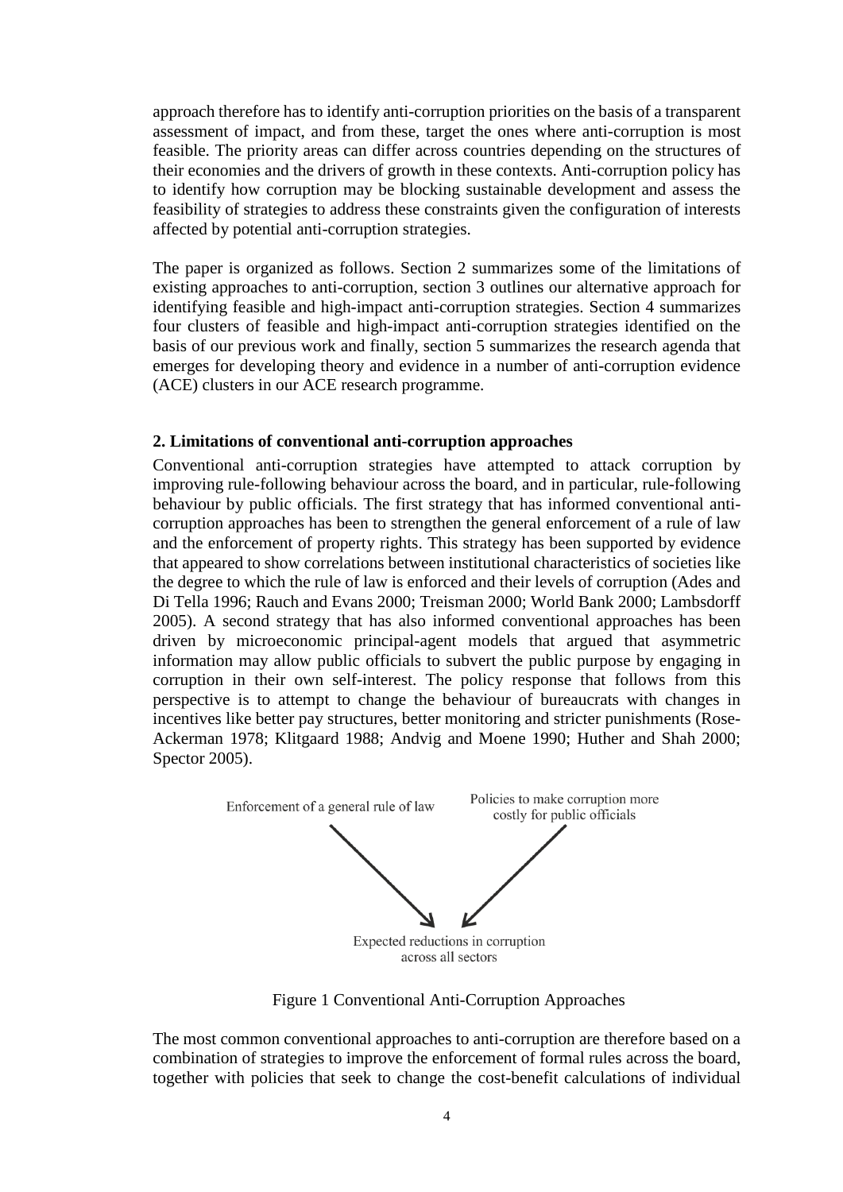approach therefore has to identify anti-corruption priorities on the basis of a transparent assessment of impact, and from these, target the ones where anti-corruption is most feasible. The priority areas can differ across countries depending on the structures of their economies and the drivers of growth in these contexts. Anti-corruption policy has to identify how corruption may be blocking sustainable development and assess the feasibility of strategies to address these constraints given the configuration of interests affected by potential anti-corruption strategies.

The paper is organized as follows. Section 2 summarizes some of the limitations of existing approaches to anti-corruption, section 3 outlines our alternative approach for identifying feasible and high-impact anti-corruption strategies. Section 4 summarizes four clusters of feasible and high-impact anti-corruption strategies identified on the basis of our previous work and finally, section 5 summarizes the research agenda that emerges for developing theory and evidence in a number of anti-corruption evidence (ACE) clusters in our ACE research programme.

## 2. Limitations of conventional anti-corruption approaches

Conventional anti-corruption strategies have attempted to attack corruption by improving rule-following behaviour across the board, and in particular, rule-following behaviour by public officials. The first strategy that has informed conventional anti-corruption approaches has been to strengthen the general enforcement of a rule of law and the enforcement of property rights. This strategy has been supported by evidence that appeared to show correlations between institutional characteristics of societies like the degree to which the rule of law is enforced and their levels of corruption (Ades and Di Tella 1996; Rauch and Evans 2000; Treisman 2000; World Bank 2000; Lambsdorff 2005). A second strategy that has also informed conventional approaches has been driven by microeconomic principal-agent models that argued that asymmetric information may allow public officials to subvert the public purpose by engaging in corruption in their own self-interest. The policy response that follows from this perspective is to attempt to change the behaviour of bureaucrats with changes in incentives like better pay structures, better monitoring and stricter punishments (Rose-Ackerman 1978; Klitgaard 1988; Andvig and Moene 1990; Huther and Shah 2000; Spector 2005).

Enforcement of a general rule of law → Expected reductions in corruption across all sectors ← Policies to make corruption more costly for public officials

Figure 1 Conventional Anti-Corruption Approaches

The most common conventional approaches to anti-corruption are therefore based on a combination of strategies to improve the enforcement of formal rules across the board, together with policies that seek to change the cost-benefit calculations of individual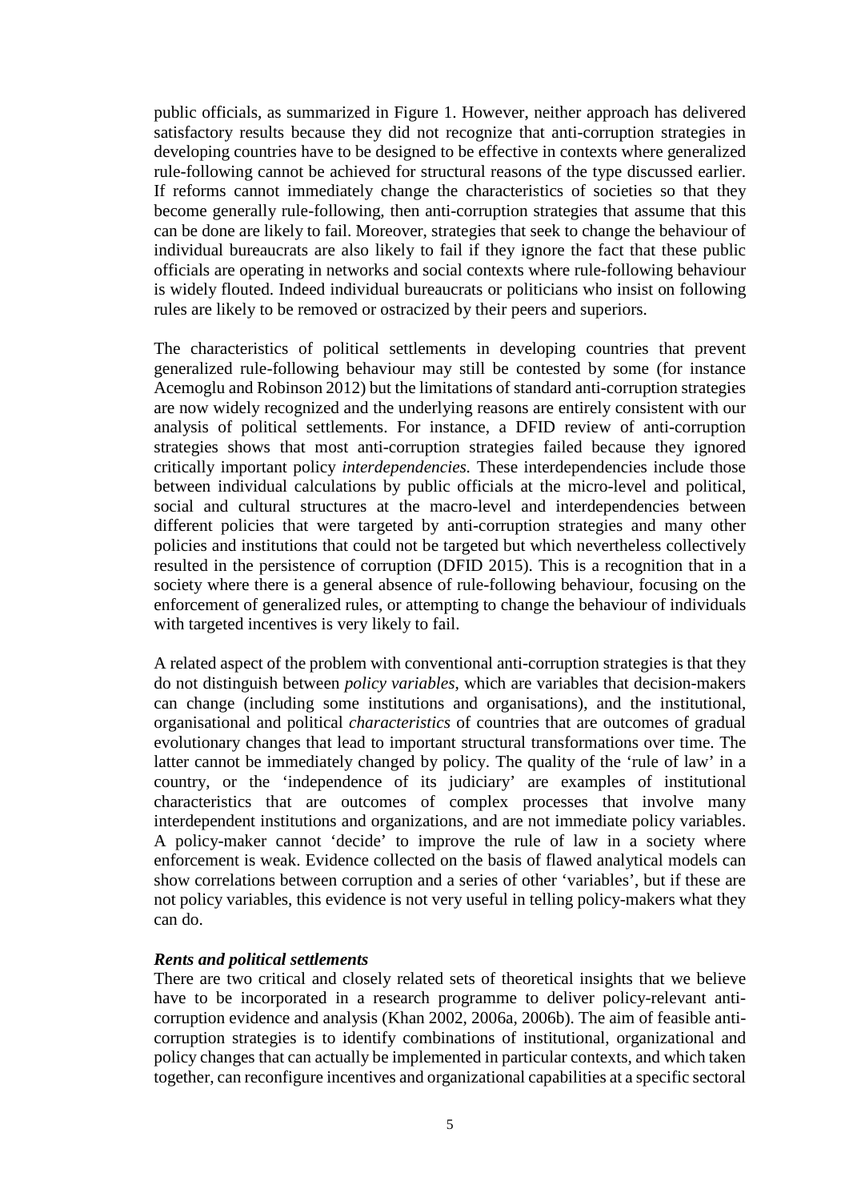public officials, as summarized in Figure 1. However, neither approach has delivered satisfactory results because they did not recognize that anti-corruption strategies in developing countries have to be designed to be effective in contexts where generalized rule-following cannot be achieved for structural reasons of the type discussed earlier. If reforms cannot immediately change the characteristics of societies so that they become generally rule-following, then anti-corruption strategies that assume that this can be done are likely to fail. Moreover, strategies that seek to change the behaviour of individual bureaucrats are also likely to fail if they ignore the fact that these public officials are operating in networks and social contexts where rule-following behaviour is widely flouted. Indeed individual bureaucrats or politicians who insist on following rules are likely to be removed or ostracized by their peers and superiors.

The characteristics of political settlements in developing countries that prevent generalized rule-following behaviour may still be contested by some (for instance Acemoglu and Robinson 2012) but the limitations of standard anti-corruption strategies are now widely recognized and the underlying reasons are entirely consistent with our analysis of political settlements. For instance, a DFID review of anti-corruption strategies shows that most anti-corruption strategies failed because they ignored critically important policy *interdependencies.* These interdependencies include those between individual calculations by public officials at the micro-level and political, social and cultural structures at the macro-level and interdependencies between different policies that were targeted by anti-corruption strategies and many other policies and institutions that could not be targeted but which nevertheless collectively resulted in the persistence of corruption (DFID 2015). This is a recognition that in a society where there is a general absence of rule-following behaviour, focusing on the enforcement of generalized rules, or attempting to change the behaviour of individuals with targeted incentives is very likely to fail.

A related aspect of the problem with conventional anti-corruption strategies is that they do not distinguish between *policy variables*, which are variables that decision-makers can change (including some institutions and organisations), and the institutional, organisational and political *characteristics* of countries that are outcomes of gradual evolutionary changes that lead to important structural transformations over time. The latter cannot be immediately changed by policy. The quality of the 'rule of law' in a country, or the 'independence of its judiciary' are examples of institutional characteristics that are outcomes of complex processes that involve many interdependent institutions and organizations, and are not immediate policy variables. A policy-maker cannot 'decide' to improve the rule of law in a society where enforcement is weak. Evidence collected on the basis of flawed analytical models can show correlations between corruption and a series of other 'variables', but if these are not policy variables, this evidence is not very useful in telling policy-makers what they can do.

***Rents and political settlements***

There are two critical and closely related sets of theoretical insights that we believe have to be incorporated in a research programme to deliver policy-relevant anti-corruption evidence and analysis (Khan 2002, 2006a, 2006b). The aim of feasible anti-corruption strategies is to identify combinations of institutional, organizational and policy changes that can actually be implemented in particular contexts, and which taken together, can reconfigure incentives and organizational capabilities at a specific sectoral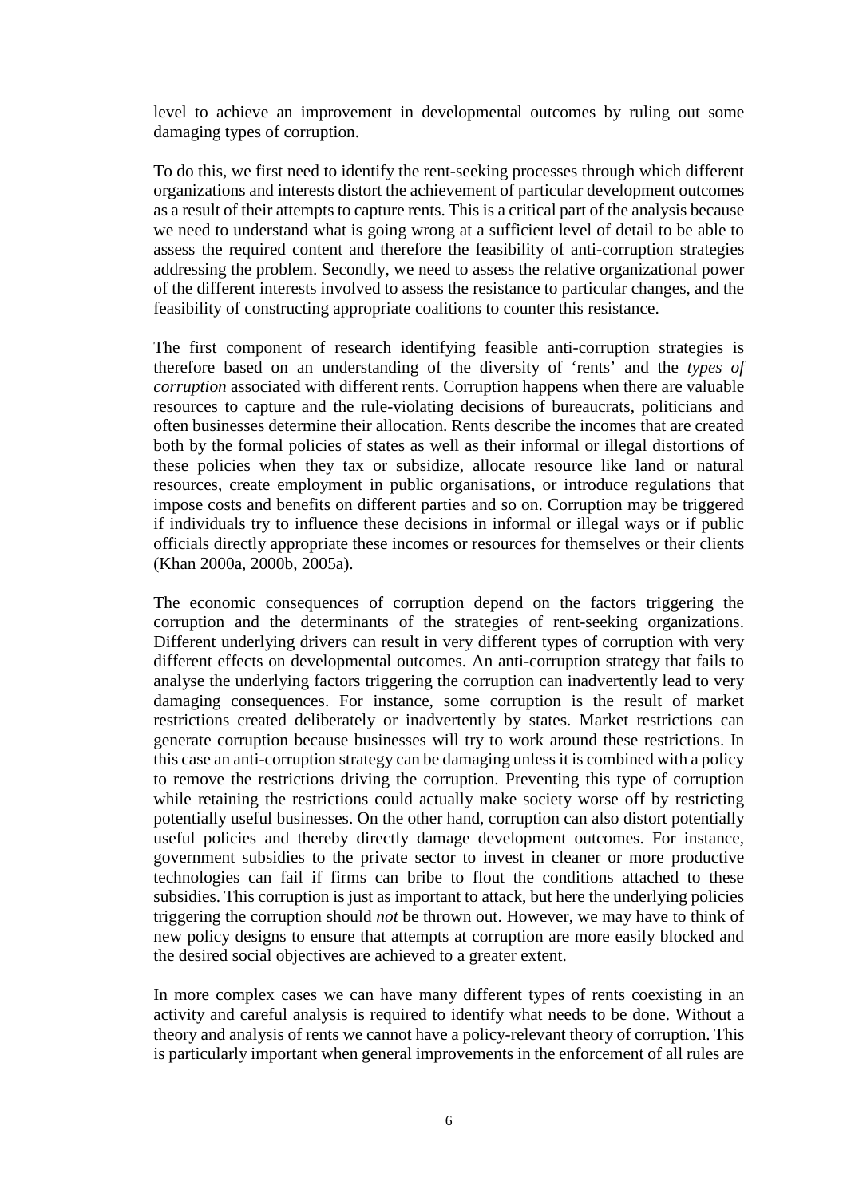level to achieve an improvement in developmental outcomes by ruling out some damaging types of corruption.

To do this, we first need to identify the rent-seeking processes through which different organizations and interests distort the achievement of particular development outcomes as a result of their attempts to capture rents. This is a critical part of the analysis because we need to understand what is going wrong at a sufficient level of detail to be able to assess the required content and therefore the feasibility of anti-corruption strategies addressing the problem. Secondly, we need to assess the relative organizational power of the different interests involved to assess the resistance to particular changes, and the feasibility of constructing appropriate coalitions to counter this resistance.

The first component of research identifying feasible anti-corruption strategies is therefore based on an understanding of the diversity of 'rents' and the *types of corruption* associated with different rents. Corruption happens when there are valuable resources to capture and the rule-violating decisions of bureaucrats, politicians and often businesses determine their allocation. Rents describe the incomes that are created both by the formal policies of states as well as their informal or illegal distortions of these policies when they tax or subsidize, allocate resource like land or natural resources, create employment in public organisations, or introduce regulations that impose costs and benefits on different parties and so on. Corruption may be triggered if individuals try to influence these decisions in informal or illegal ways or if public officials directly appropriate these incomes or resources for themselves or their clients (Khan 2000a, 2000b, 2005a).

The economic consequences of corruption depend on the factors triggering the corruption and the determinants of the strategies of rent-seeking organizations. Different underlying drivers can result in very different types of corruption with very different effects on developmental outcomes. An anti-corruption strategy that fails to analyse the underlying factors triggering the corruption can inadvertently lead to very damaging consequences. For instance, some corruption is the result of market restrictions created deliberately or inadvertently by states. Market restrictions can generate corruption because businesses will try to work around these restrictions. In this case an anti-corruption strategy can be damaging unless it is combined with a policy to remove the restrictions driving the corruption. Preventing this type of corruption while retaining the restrictions could actually make society worse off by restricting potentially useful businesses. On the other hand, corruption can also distort potentially useful policies and thereby directly damage development outcomes. For instance, government subsidies to the private sector to invest in cleaner or more productive technologies can fail if firms can bribe to flout the conditions attached to these subsidies. This corruption is just as important to attack, but here the underlying policies triggering the corruption should *not* be thrown out. However, we may have to think of new policy designs to ensure that attempts at corruption are more easily blocked and the desired social objectives are achieved to a greater extent.

In more complex cases we can have many different types of rents coexisting in an activity and careful analysis is required to identify what needs to be done. Without a theory and analysis of rents we cannot have a policy-relevant theory of corruption. This is particularly important when general improvements in the enforcement of all rules are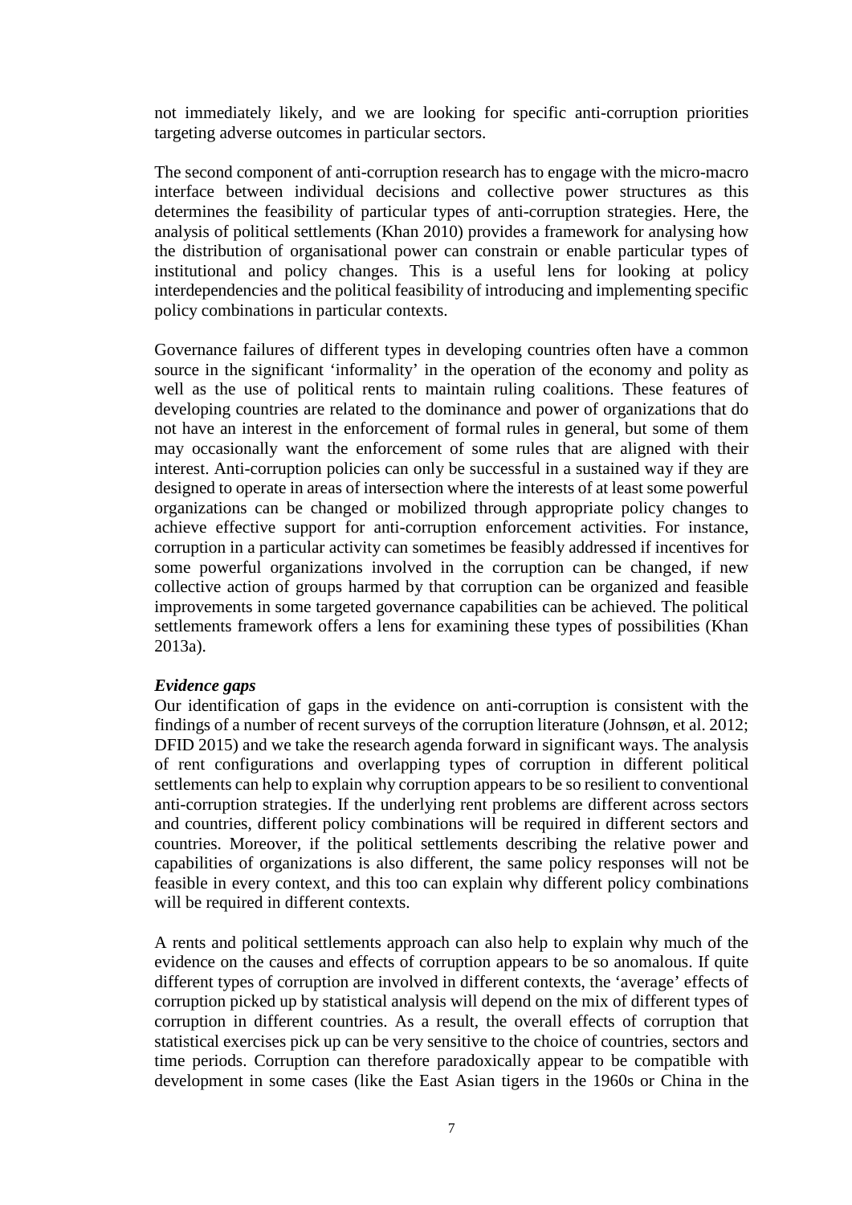not immediately likely, and we are looking for specific anti-corruption priorities targeting adverse outcomes in particular sectors.

The second component of anti-corruption research has to engage with the micro-macro interface between individual decisions and collective power structures as this determines the feasibility of particular types of anti-corruption strategies. Here, the analysis of political settlements (Khan 2010) provides a framework for analysing how the distribution of organisational power can constrain or enable particular types of institutional and policy changes. This is a useful lens for looking at policy interdependencies and the political feasibility of introducing and implementing specific policy combinations in particular contexts.

Governance failures of different types in developing countries often have a common source in the significant 'informality' in the operation of the economy and polity as well as the use of political rents to maintain ruling coalitions. These features of developing countries are related to the dominance and power of organizations that do not have an interest in the enforcement of formal rules in general, but some of them may occasionally want the enforcement of some rules that are aligned with their interest. Anti-corruption policies can only be successful in a sustained way if they are designed to operate in areas of intersection where the interests of at least some powerful organizations can be changed or mobilized through appropriate policy changes to achieve effective support for anti-corruption enforcement activities. For instance, corruption in a particular activity can sometimes be feasibly addressed if incentives for some powerful organizations involved in the corruption can be changed, if new collective action of groups harmed by that corruption can be organized and feasible improvements in some targeted governance capabilities can be achieved. The political settlements framework offers a lens for examining these types of possibilities (Khan 2013a).

***Evidence gaps***

Our identification of gaps in the evidence on anti-corruption is consistent with the findings of a number of recent surveys of the corruption literature (Johnsøn, et al. 2012; DFID 2015) and we take the research agenda forward in significant ways. The analysis of rent configurations and overlapping types of corruption in different political settlements can help to explain why corruption appears to be so resilient to conventional anti-corruption strategies. If the underlying rent problems are different across sectors and countries, different policy combinations will be required in different sectors and countries. Moreover, if the political settlements describing the relative power and capabilities of organizations is also different, the same policy responses will not be feasible in every context, and this too can explain why different policy combinations will be required in different contexts.

A rents and political settlements approach can also help to explain why much of the evidence on the causes and effects of corruption appears to be so anomalous. If quite different types of corruption are involved in different contexts, the 'average' effects of corruption picked up by statistical analysis will depend on the mix of different types of corruption in different countries. As a result, the overall effects of corruption that statistical exercises pick up can be very sensitive to the choice of countries, sectors and time periods. Corruption can therefore paradoxically appear to be compatible with development in some cases (like the East Asian tigers in the 1960s or China in the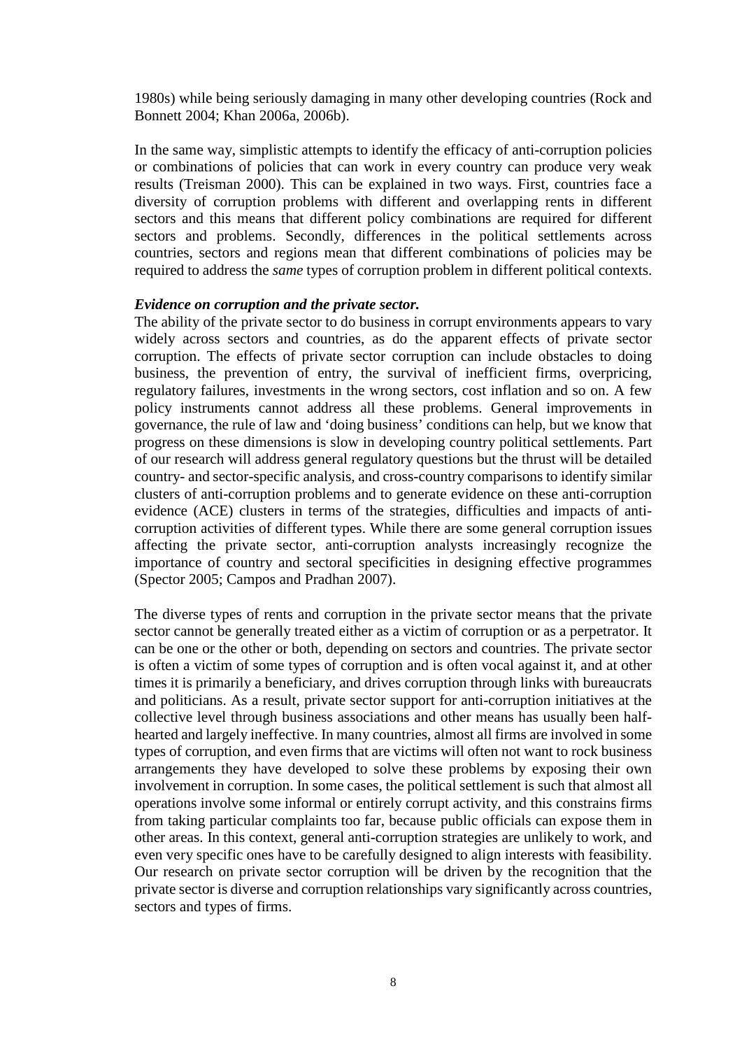1980s) while being seriously damaging in many other developing countries (Rock and Bonnett 2004; Khan 2006a, 2006b).

In the same way, simplistic attempts to identify the efficacy of anti-corruption policies or combinations of policies that can work in every country can produce very weak results (Treisman 2000). This can be explained in two ways. First, countries face a diversity of corruption problems with different and overlapping rents in different sectors and this means that different policy combinations are required for different sectors and problems. Secondly, differences in the political settlements across countries, sectors and regions mean that different combinations of policies may be required to address the *same* types of corruption problem in different political contexts.

***Evidence on corruption and the private sector.***

The ability of the private sector to do business in corrupt environments appears to vary widely across sectors and countries, as do the apparent effects of private sector corruption. The effects of private sector corruption can include obstacles to doing business, the prevention of entry, the survival of inefficient firms, overpricing, regulatory failures, investments in the wrong sectors, cost inflation and so on. A few policy instruments cannot address all these problems. General improvements in governance, the rule of law and 'doing business' conditions can help, but we know that progress on these dimensions is slow in developing country political settlements. Part of our research will address general regulatory questions but the thrust will be detailed country- and sector-specific analysis, and cross-country comparisons to identify similar clusters of anti-corruption problems and to generate evidence on these anti-corruption evidence (ACE) clusters in terms of the strategies, difficulties and impacts of anti-corruption activities of different types. While there are some general corruption issues affecting the private sector, anti-corruption analysts increasingly recognize the importance of country and sectoral specificities in designing effective programmes (Spector 2005; Campos and Pradhan 2007).

The diverse types of rents and corruption in the private sector means that the private sector cannot be generally treated either as a victim of corruption or as a perpetrator. It can be one or the other or both, depending on sectors and countries. The private sector is often a victim of some types of corruption and is often vocal against it, and at other times it is primarily a beneficiary, and drives corruption through links with bureaucrats and politicians. As a result, private sector support for anti-corruption initiatives at the collective level through business associations and other means has usually been half-hearted and largely ineffective. In many countries, almost all firms are involved in some types of corruption, and even firms that are victims will often not want to rock business arrangements they have developed to solve these problems by exposing their own involvement in corruption. In some cases, the political settlement is such that almost all operations involve some informal or entirely corrupt activity, and this constrains firms from taking particular complaints too far, because public officials can expose them in other areas. In this context, general anti-corruption strategies are unlikely to work, and even very specific ones have to be carefully designed to align interests with feasibility. Our research on private sector corruption will be driven by the recognition that the private sector is diverse and corruption relationships vary significantly across countries, sectors and types of firms.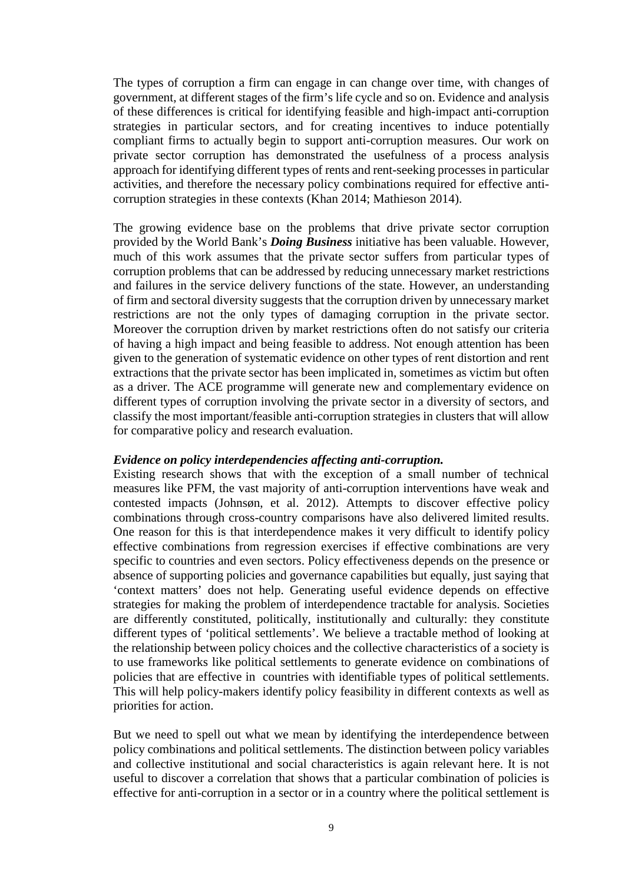The types of corruption a firm can engage in can change over time, with changes of government, at different stages of the firm's life cycle and so on. Evidence and analysis of these differences is critical for identifying feasible and high-impact anti-corruption strategies in particular sectors, and for creating incentives to induce potentially compliant firms to actually begin to support anti-corruption measures. Our work on private sector corruption has demonstrated the usefulness of a process analysis approach for identifying different types of rents and rent-seeking processes in particular activities, and therefore the necessary policy combinations required for effective anti-corruption strategies in these contexts (Khan 2014; Mathieson 2014).

The growing evidence base on the problems that drive private sector corruption provided by the World Bank's ***Doing Business*** initiative has been valuable. However, much of this work assumes that the private sector suffers from particular types of corruption problems that can be addressed by reducing unnecessary market restrictions and failures in the service delivery functions of the state. However, an understanding of firm and sectoral diversity suggests that the corruption driven by unnecessary market restrictions are not the only types of damaging corruption in the private sector. Moreover the corruption driven by market restrictions often do not satisfy our criteria of having a high impact and being feasible to address. Not enough attention has been given to the generation of systematic evidence on other types of rent distortion and rent extractions that the private sector has been implicated in, sometimes as victim but often as a driver. The ACE programme will generate new and complementary evidence on different types of corruption involving the private sector in a diversity of sectors, and classify the most important/feasible anti-corruption strategies in clusters that will allow for comparative policy and research evaluation.

***Evidence on policy interdependencies affecting anti-corruption.***

Existing research shows that with the exception of a small number of technical measures like PFM, the vast majority of anti-corruption interventions have weak and contested impacts (Johnsøn, et al. 2012). Attempts to discover effective policy combinations through cross-country comparisons have also delivered limited results. One reason for this is that interdependence makes it very difficult to identify policy effective combinations from regression exercises if effective combinations are very specific to countries and even sectors. Policy effectiveness depends on the presence or absence of supporting policies and governance capabilities but equally, just saying that 'context matters' does not help. Generating useful evidence depends on effective strategies for making the problem of interdependence tractable for analysis. Societies are differently constituted, politically, institutionally and culturally: they constitute different types of 'political settlements'. We believe a tractable method of looking at the relationship between policy choices and the collective characteristics of a society is to use frameworks like political settlements to generate evidence on combinations of policies that are effective in countries with identifiable types of political settlements. This will help policy-makers identify policy feasibility in different contexts as well as priorities for action.

But we need to spell out what we mean by identifying the interdependence between policy combinations and political settlements. The distinction between policy variables and collective institutional and social characteristics is again relevant here. It is not useful to discover a correlation that shows that a particular combination of policies is effective for anti-corruption in a sector or in a country where the political settlement is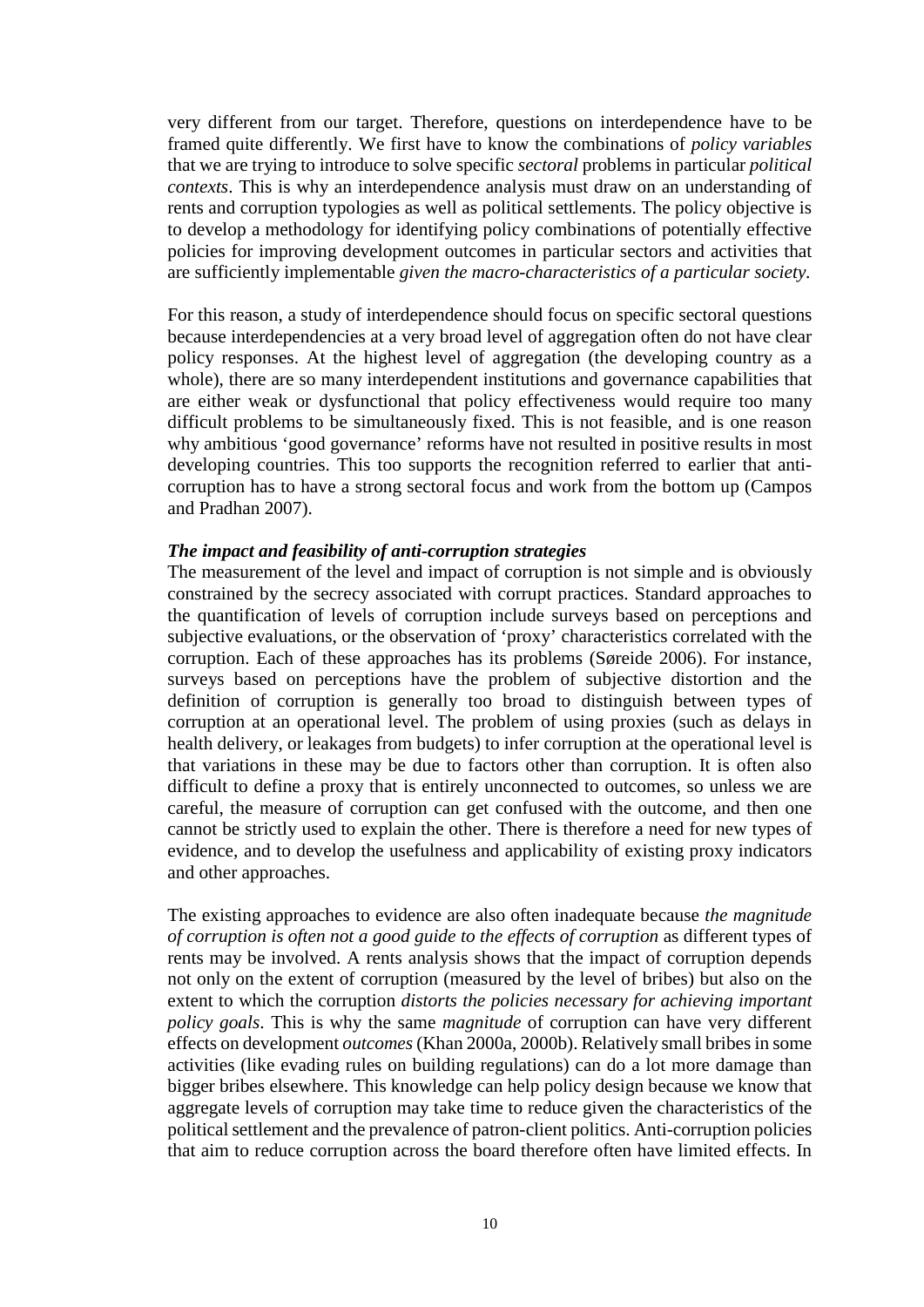very different from our target. Therefore, questions on interdependence have to be framed quite differently. We first have to know the combinations of *policy variables* that we are trying to introduce to solve specific *sectoral* problems in particular *political contexts*. This is why an interdependence analysis must draw on an understanding of rents and corruption typologies as well as political settlements. The policy objective is to develop a methodology for identifying policy combinations of potentially effective policies for improving development outcomes in particular sectors and activities that are sufficiently implementable *given the macro-characteristics of a particular society.*

For this reason, a study of interdependence should focus on specific sectoral questions because interdependencies at a very broad level of aggregation often do not have clear policy responses. At the highest level of aggregation (the developing country as a whole), there are so many interdependent institutions and governance capabilities that are either weak or dysfunctional that policy effectiveness would require too many difficult problems to be simultaneously fixed. This is not feasible, and is one reason why ambitious 'good governance' reforms have not resulted in positive results in most developing countries. This too supports the recognition referred to earlier that anti-corruption has to have a strong sectoral focus and work from the bottom up (Campos and Pradhan 2007).

***The impact and feasibility of anti-corruption strategies***

The measurement of the level and impact of corruption is not simple and is obviously constrained by the secrecy associated with corrupt practices. Standard approaches to the quantification of levels of corruption include surveys based on perceptions and subjective evaluations, or the observation of 'proxy' characteristics correlated with the corruption. Each of these approaches has its problems (Søreide 2006). For instance, surveys based on perceptions have the problem of subjective distortion and the definition of corruption is generally too broad to distinguish between types of corruption at an operational level. The problem of using proxies (such as delays in health delivery, or leakages from budgets) to infer corruption at the operational level is that variations in these may be due to factors other than corruption. It is often also difficult to define a proxy that is entirely unconnected to outcomes, so unless we are careful, the measure of corruption can get confused with the outcome, and then one cannot be strictly used to explain the other. There is therefore a need for new types of evidence, and to develop the usefulness and applicability of existing proxy indicators and other approaches.

The existing approaches to evidence are also often inadequate because *the magnitude of corruption is often not a good guide to the effects of corruption* as different types of rents may be involved. A rents analysis shows that the impact of corruption depends not only on the extent of corruption (measured by the level of bribes) but also on the extent to which the corruption *distorts the policies necessary for achieving important policy goals*. This is why the same *magnitude* of corruption can have very different effects on development *outcomes* (Khan 2000a, 2000b). Relatively small bribes in some activities (like evading rules on building regulations) can do a lot more damage than bigger bribes elsewhere. This knowledge can help policy design because we know that aggregate levels of corruption may take time to reduce given the characteristics of the political settlement and the prevalence of patron-client politics. Anti-corruption policies that aim to reduce corruption across the board therefore often have limited effects. In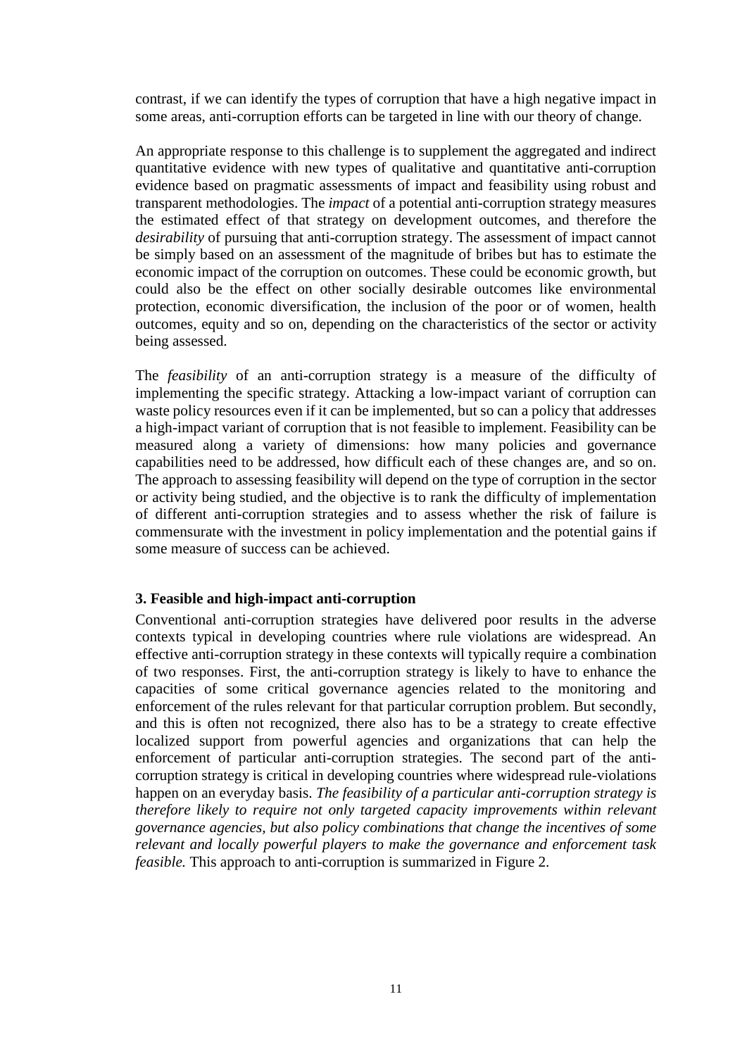contrast, if we can identify the types of corruption that have a high negative impact in some areas, anti-corruption efforts can be targeted in line with our theory of change.

An appropriate response to this challenge is to supplement the aggregated and indirect quantitative evidence with new types of qualitative and quantitative anti-corruption evidence based on pragmatic assessments of impact and feasibility using robust and transparent methodologies. The *impact* of a potential anti-corruption strategy measures the estimated effect of that strategy on development outcomes, and therefore the *desirability* of pursuing that anti-corruption strategy. The assessment of impact cannot be simply based on an assessment of the magnitude of bribes but has to estimate the economic impact of the corruption on outcomes. These could be economic growth, but could also be the effect on other socially desirable outcomes like environmental protection, economic diversification, the inclusion of the poor or of women, health outcomes, equity and so on, depending on the characteristics of the sector or activity being assessed.

The *feasibility* of an anti-corruption strategy is a measure of the difficulty of implementing the specific strategy. Attacking a low-impact variant of corruption can waste policy resources even if it can be implemented, but so can a policy that addresses a high-impact variant of corruption that is not feasible to implement. Feasibility can be measured along a variety of dimensions: how many policies and governance capabilities need to be addressed, how difficult each of these changes are, and so on. The approach to assessing feasibility will depend on the type of corruption in the sector or activity being studied, and the objective is to rank the difficulty of implementation of different anti-corruption strategies and to assess whether the risk of failure is commensurate with the investment in policy implementation and the potential gains if some measure of success can be achieved.

### 3. Feasible and high-impact anti-corruption

Conventional anti-corruption strategies have delivered poor results in the adverse contexts typical in developing countries where rule violations are widespread. An effective anti-corruption strategy in these contexts will typically require a combination of two responses. First, the anti-corruption strategy is likely to have to enhance the capacities of some critical governance agencies related to the monitoring and enforcement of the rules relevant for that particular corruption problem. But secondly, and this is often not recognized, there also has to be a strategy to create effective localized support from powerful agencies and organizations that can help the enforcement of particular anti-corruption strategies. The second part of the anti-corruption strategy is critical in developing countries where widespread rule-violations happen on an everyday basis. *The feasibility of a particular anti-corruption strategy is therefore likely to require not only targeted capacity improvements within relevant governance agencies, but also policy combinations that change the incentives of some relevant and locally powerful players to make the governance and enforcement task feasible.* This approach to anti-corruption is summarized in Figure 2.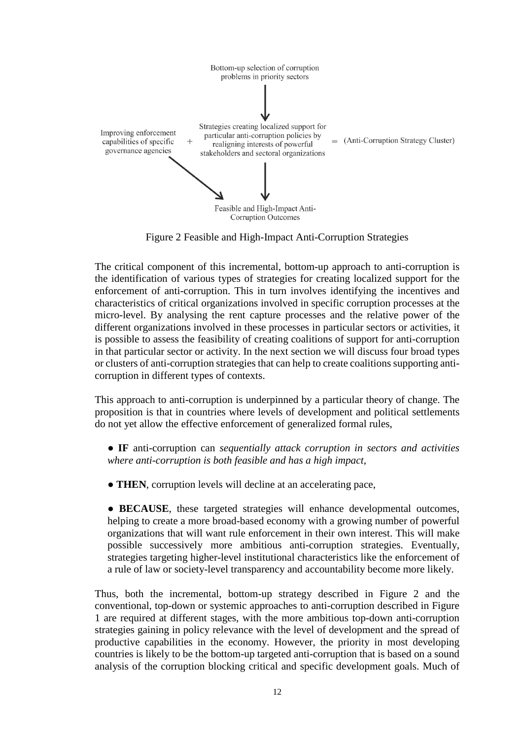Bottom-up selection of corruption problems in priority sectors

Improving enforcement capabilities of specific governance agencies + Strategies creating localized support for particular anti-corruption policies by realigning interests of powerful stakeholders and sectoral organizations = (Anti-Corruption Strategy Cluster)

Feasible and High-Impact Anti-Corruption Outcomes

Figure 2 Feasible and High-Impact Anti-Corruption Strategies

The critical component of this incremental, bottom-up approach to anti-corruption is the identification of various types of strategies for creating localized support for the enforcement of anti-corruption. This in turn involves identifying the incentives and characteristics of critical organizations involved in specific corruption processes at the micro-level. By analysing the rent capture processes and the relative power of the different organizations involved in these processes in particular sectors or activities, it is possible to assess the feasibility of creating coalitions of support for anti-corruption in that particular sector or activity. In the next section we will discuss four broad types or clusters of anti-corruption strategies that can help to create coalitions supporting anti-corruption in different types of contexts.

This approach to anti-corruption is underpinned by a particular theory of change. The proposition is that in countries where levels of development and political settlements do not yet allow the effective enforcement of generalized formal rules,

- **IF** anti-corruption can *sequentially attack corruption in sectors and activities where anti-corruption is both feasible and has a high impact*,
- **THEN**, corruption levels will decline at an accelerating pace,
- **BECAUSE**, these targeted strategies will enhance developmental outcomes, helping to create a more broad-based economy with a growing number of powerful organizations that will want rule enforcement in their own interest. This will make possible successively more ambitious anti-corruption strategies. Eventually, strategies targeting higher-level institutional characteristics like the enforcement of a rule of law or society-level transparency and accountability become more likely.

Thus, both the incremental, bottom-up strategy described in Figure 2 and the conventional, top-down or systemic approaches to anti-corruption described in Figure 1 are required at different stages, with the more ambitious top-down anti-corruption strategies gaining in policy relevance with the level of development and the spread of productive capabilities in the economy. However, the priority in most developing countries is likely to be the bottom-up targeted anti-corruption that is based on a sound analysis of the corruption blocking critical and specific development goals. Much of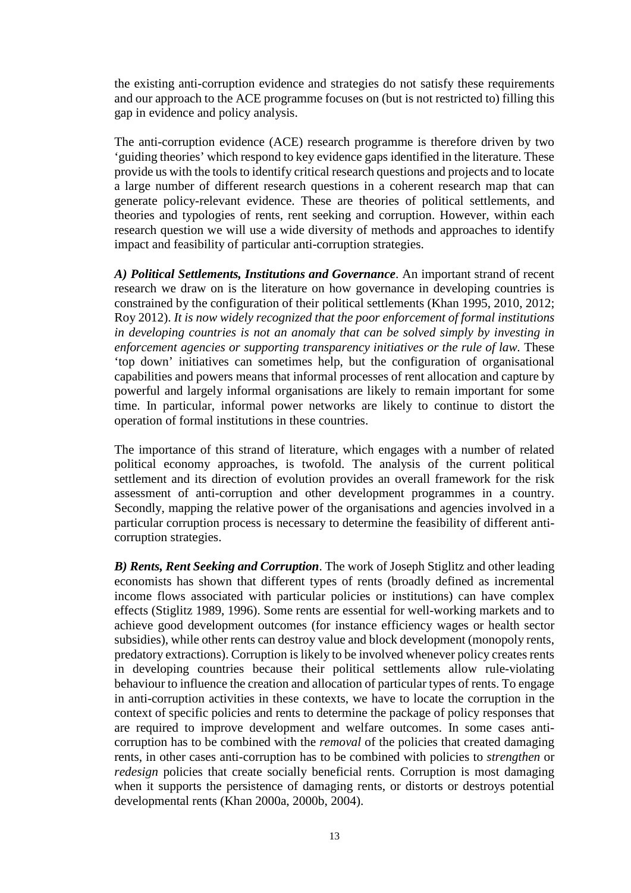the existing anti-corruption evidence and strategies do not satisfy these requirements and our approach to the ACE programme focuses on (but is not restricted to) filling this gap in evidence and policy analysis.

The anti-corruption evidence (ACE) research programme is therefore driven by two 'guiding theories' which respond to key evidence gaps identified in the literature. These provide us with the tools to identify critical research questions and projects and to locate a large number of different research questions in a coherent research map that can generate policy-relevant evidence. These are theories of political settlements, and theories and typologies of rents, rent seeking and corruption. However, within each research question we will use a wide diversity of methods and approaches to identify impact and feasibility of particular anti-corruption strategies.

***A) Political Settlements, Institutions and Governance***. An important strand of recent research we draw on is the literature on how governance in developing countries is constrained by the configuration of their political settlements (Khan 1995, 2010, 2012; Roy 2012). *It is now widely recognized that the poor enforcement of formal institutions in developing countries is not an anomaly that can be solved simply by investing in enforcement agencies or supporting transparency initiatives or the rule of law.* These 'top down' initiatives can sometimes help, but the configuration of organisational capabilities and powers means that informal processes of rent allocation and capture by powerful and largely informal organisations are likely to remain important for some time. In particular, informal power networks are likely to continue to distort the operation of formal institutions in these countries.

The importance of this strand of literature, which engages with a number of related political economy approaches, is twofold. The analysis of the current political settlement and its direction of evolution provides an overall framework for the risk assessment of anti-corruption and other development programmes in a country. Secondly, mapping the relative power of the organisations and agencies involved in a particular corruption process is necessary to determine the feasibility of different anti-corruption strategies.

***B) Rents, Rent Seeking and Corruption***. The work of Joseph Stiglitz and other leading economists has shown that different types of rents (broadly defined as incremental income flows associated with particular policies or institutions) can have complex effects (Stiglitz 1989, 1996). Some rents are essential for well-working markets and to achieve good development outcomes (for instance efficiency wages or health sector subsidies), while other rents can destroy value and block development (monopoly rents, predatory extractions). Corruption is likely to be involved whenever policy creates rents in developing countries because their political settlements allow rule-violating behaviour to influence the creation and allocation of particular types of rents. To engage in anti-corruption activities in these contexts, we have to locate the corruption in the context of specific policies and rents to determine the package of policy responses that are required to improve development and welfare outcomes. In some cases anti-corruption has to be combined with the *removal* of the policies that created damaging rents, in other cases anti-corruption has to be combined with policies to *strengthen* or *redesign* policies that create socially beneficial rents. Corruption is most damaging when it supports the persistence of damaging rents, or distorts or destroys potential developmental rents (Khan 2000a, 2000b, 2004).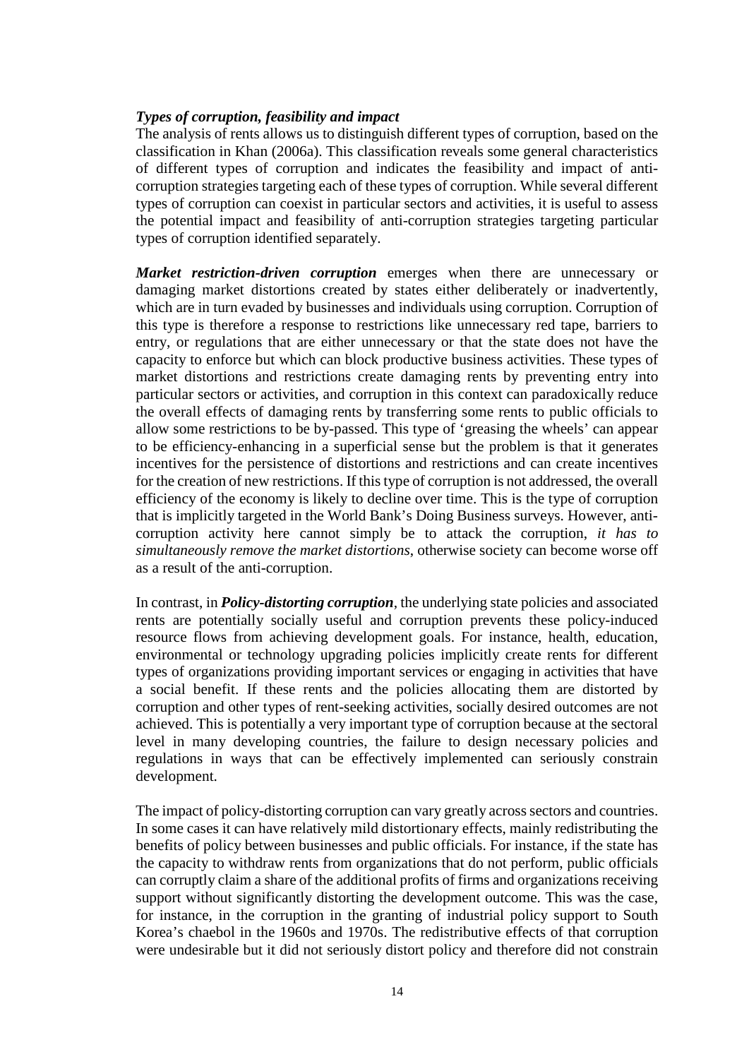***Types of corruption, feasibility and impact***

The analysis of rents allows us to distinguish different types of corruption, based on the classification in Khan (2006a). This classification reveals some general characteristics of different types of corruption and indicates the feasibility and impact of anti-corruption strategies targeting each of these types of corruption. While several different types of corruption can coexist in particular sectors and activities, it is useful to assess the potential impact and feasibility of anti-corruption strategies targeting particular types of corruption identified separately.

***Market restriction-driven corruption*** emerges when there are unnecessary or damaging market distortions created by states either deliberately or inadvertently, which are in turn evaded by businesses and individuals using corruption. Corruption of this type is therefore a response to restrictions like unnecessary red tape, barriers to entry, or regulations that are either unnecessary or that the state does not have the capacity to enforce but which can block productive business activities. These types of market distortions and restrictions create damaging rents by preventing entry into particular sectors or activities, and corruption in this context can paradoxically reduce the overall effects of damaging rents by transferring some rents to public officials to allow some restrictions to be by-passed. This type of 'greasing the wheels' can appear to be efficiency-enhancing in a superficial sense but the problem is that it generates incentives for the persistence of distortions and restrictions and can create incentives for the creation of new restrictions. If this type of corruption is not addressed, the overall efficiency of the economy is likely to decline over time. This is the type of corruption that is implicitly targeted in the World Bank's Doing Business surveys. However, anti-corruption activity here cannot simply be to attack the corruption, *it has to simultaneously remove the market distortions*, otherwise society can become worse off as a result of the anti-corruption.

In contrast, in ***Policy-distorting corruption***, the underlying state policies and associated rents are potentially socially useful and corruption prevents these policy-induced resource flows from achieving development goals. For instance, health, education, environmental or technology upgrading policies implicitly create rents for different types of organizations providing important services or engaging in activities that have a social benefit. If these rents and the policies allocating them are distorted by corruption and other types of rent-seeking activities, socially desired outcomes are not achieved. This is potentially a very important type of corruption because at the sectoral level in many developing countries, the failure to design necessary policies and regulations in ways that can be effectively implemented can seriously constrain development.

The impact of policy-distorting corruption can vary greatly across sectors and countries. In some cases it can have relatively mild distortionary effects, mainly redistributing the benefits of policy between businesses and public officials. For instance, if the state has the capacity to withdraw rents from organizations that do not perform, public officials can corruptly claim a share of the additional profits of firms and organizations receiving support without significantly distorting the development outcome. This was the case, for instance, in the corruption in the granting of industrial policy support to South Korea's chaebol in the 1960s and 1970s. The redistributive effects of that corruption were undesirable but it did not seriously distort policy and therefore did not constrain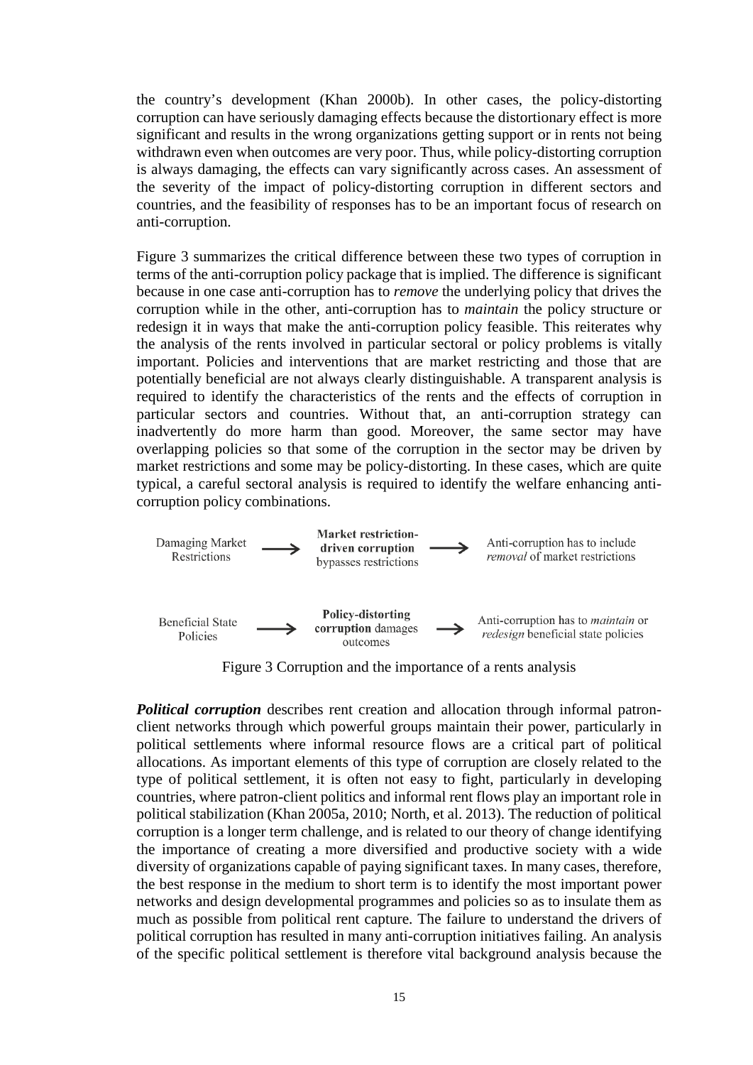the country's development (Khan 2000b). In other cases, the policy-distorting corruption can have seriously damaging effects because the distortionary effect is more significant and results in the wrong organizations getting support or in rents not being withdrawn even when outcomes are very poor. Thus, while policy-distorting corruption is always damaging, the effects can vary significantly across cases. An assessment of the severity of the impact of policy-distorting corruption in different sectors and countries, and the feasibility of responses has to be an important focus of research on anti-corruption.

Figure 3 summarizes the critical difference between these two types of corruption in terms of the anti-corruption policy package that is implied. The difference is significant because in one case anti-corruption has to *remove* the underlying policy that drives the corruption while in the other, anti-corruption has to *maintain* the policy structure or redesign it in ways that make the anti-corruption policy feasible. This reiterates why the analysis of the rents involved in particular sectoral or policy problems is vitally important. Policies and interventions that are market restricting and those that are potentially beneficial are not always clearly distinguishable. A transparent analysis is required to identify the characteristics of the rents and the effects of corruption in particular sectors and countries. Without that, an anti-corruption strategy can inadvertently do more harm than good. Moreover, the same sector may have overlapping policies so that some of the corruption in the sector may be driven by market restrictions and some may be policy-distorting. In these cases, which are quite typical, a careful sectoral analysis is required to identify the welfare enhancing anti-corruption policy combinations.

Damaging Market Restrictions → **Market restriction-driven corruption** bypasses restrictions → Anti-corruption has to include *removal* of market restrictions

Beneficial State Policies → **Policy-distorting corruption** damages outcomes → Anti-corruption has to *maintain* or *redesign* beneficial state policies

Figure 3 Corruption and the importance of a rents analysis

***Political corruption*** describes rent creation and allocation through informal patron-client networks through which powerful groups maintain their power, particularly in political settlements where informal resource flows are a critical part of political allocations. As important elements of this type of corruption are closely related to the type of political settlement, it is often not easy to fight, particularly in developing countries, where patron-client politics and informal rent flows play an important role in political stabilization (Khan 2005a, 2010; North, et al. 2013). The reduction of political corruption is a longer term challenge, and is related to our theory of change identifying the importance of creating a more diversified and productive society with a wide diversity of organizations capable of paying significant taxes. In many cases, therefore, the best response in the medium to short term is to identify the most important power networks and design developmental programmes and policies so as to insulate them as much as possible from political rent capture. The failure to understand the drivers of political corruption has resulted in many anti-corruption initiatives failing. An analysis of the specific political settlement is therefore vital background analysis because the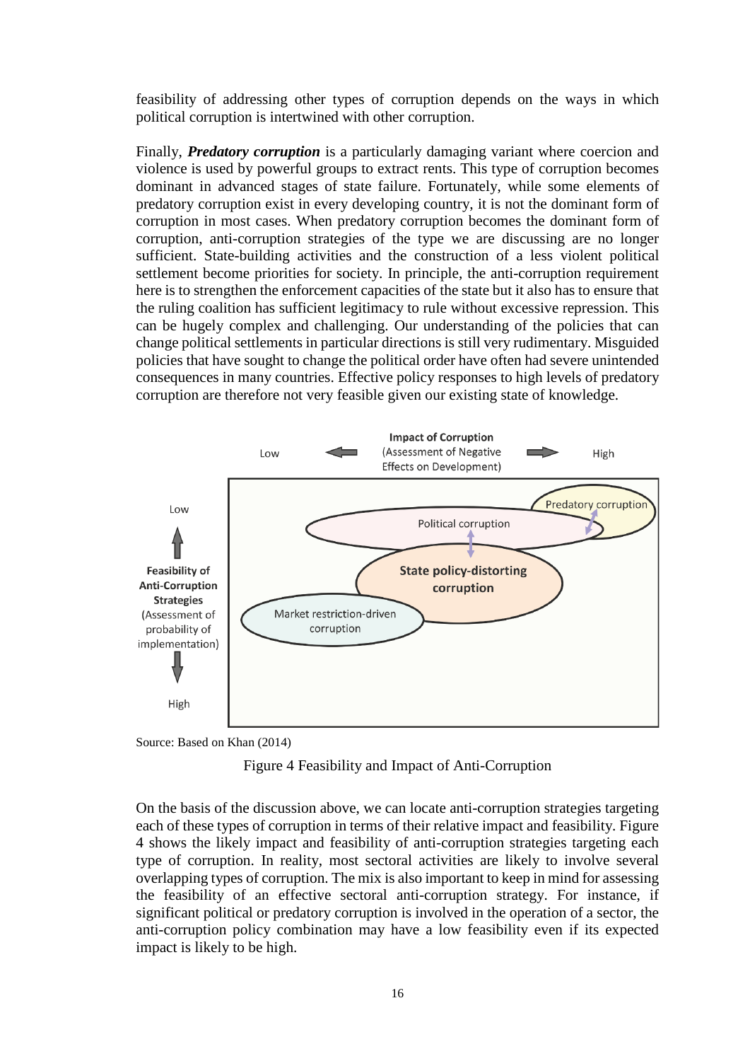feasibility of addressing other types of corruption depends on the ways in which political corruption is intertwined with other corruption.

Finally, ***Predatory corruption*** is a particularly damaging variant where coercion and violence is used by powerful groups to extract rents. This type of corruption becomes dominant in advanced stages of state failure. Fortunately, while some elements of predatory corruption exist in every developing country, it is not the dominant form of corruption in most cases. When predatory corruption becomes the dominant form of corruption, anti-corruption strategies of the type we are discussing are no longer sufficient. State-building activities and the construction of a less violent political settlement become priorities for society. In principle, the anti-corruption requirement here is to strengthen the enforcement capacities of the state but it also has to ensure that the ruling coalition has sufficient legitimacy to rule without excessive repression. This can be hugely complex and challenging. Our understanding of the policies that can change political settlements in particular directions is still very rudimentary. Misguided policies that have sought to change the political order have often had severe unintended consequences in many countries. Effective policy responses to high levels of predatory corruption are therefore not very feasible given our existing state of knowledge.

Source: Based on Khan (2014)

Figure 4 Feasibility and Impact of Anti-Corruption

On the basis of the discussion above, we can locate anti-corruption strategies targeting each of these types of corruption in terms of their relative impact and feasibility. Figure 4 shows the likely impact and feasibility of anti-corruption strategies targeting each type of corruption. In reality, most sectoral activities are likely to involve several overlapping types of corruption. The mix is also important to keep in mind for assessing the feasibility of an effective sectoral anti-corruption strategy. For instance, if significant political or predatory corruption is involved in the operation of a sector, the anti-corruption policy combination may have a low feasibility even if its expected impact is likely to be high.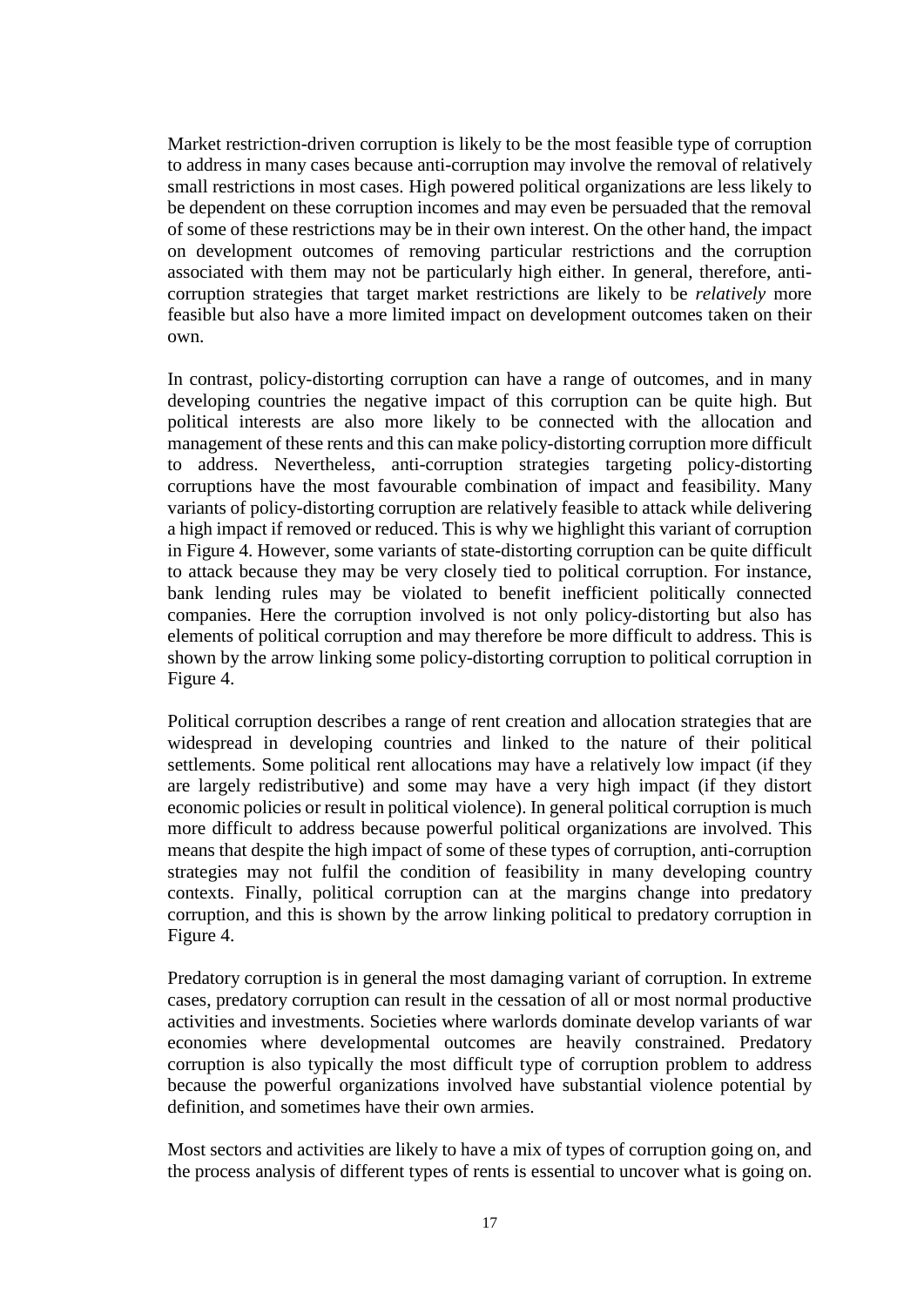Market restriction-driven corruption is likely to be the most feasible type of corruption to address in many cases because anti-corruption may involve the removal of relatively small restrictions in most cases. High powered political organizations are less likely to be dependent on these corruption incomes and may even be persuaded that the removal of some of these restrictions may be in their own interest. On the other hand, the impact on development outcomes of removing particular restrictions and the corruption associated with them may not be particularly high either. In general, therefore, anti-corruption strategies that target market restrictions are likely to be *relatively* more feasible but also have a more limited impact on development outcomes taken on their own.

In contrast, policy-distorting corruption can have a range of outcomes, and in many developing countries the negative impact of this corruption can be quite high. But political interests are also more likely to be connected with the allocation and management of these rents and this can make policy-distorting corruption more difficult to address. Nevertheless, anti-corruption strategies targeting policy-distorting corruptions have the most favourable combination of impact and feasibility. Many variants of policy-distorting corruption are relatively feasible to attack while delivering a high impact if removed or reduced. This is why we highlight this variant of corruption in Figure 4. However, some variants of state-distorting corruption can be quite difficult to attack because they may be very closely tied to political corruption. For instance, bank lending rules may be violated to benefit inefficient politically connected companies. Here the corruption involved is not only policy-distorting but also has elements of political corruption and may therefore be more difficult to address. This is shown by the arrow linking some policy-distorting corruption to political corruption in Figure 4.

Political corruption describes a range of rent creation and allocation strategies that are widespread in developing countries and linked to the nature of their political settlements. Some political rent allocations may have a relatively low impact (if they are largely redistributive) and some may have a very high impact (if they distort economic policies or result in political violence). In general political corruption is much more difficult to address because powerful political organizations are involved. This means that despite the high impact of some of these types of corruption, anti-corruption strategies may not fulfil the condition of feasibility in many developing country contexts. Finally, political corruption can at the margins change into predatory corruption, and this is shown by the arrow linking political to predatory corruption in Figure 4.

Predatory corruption is in general the most damaging variant of corruption. In extreme cases, predatory corruption can result in the cessation of all or most normal productive activities and investments. Societies where warlords dominate develop variants of war economies where developmental outcomes are heavily constrained. Predatory corruption is also typically the most difficult type of corruption problem to address because the powerful organizations involved have substantial violence potential by definition, and sometimes have their own armies.

Most sectors and activities are likely to have a mix of types of corruption going on, and the process analysis of different types of rents is essential to uncover what is going on.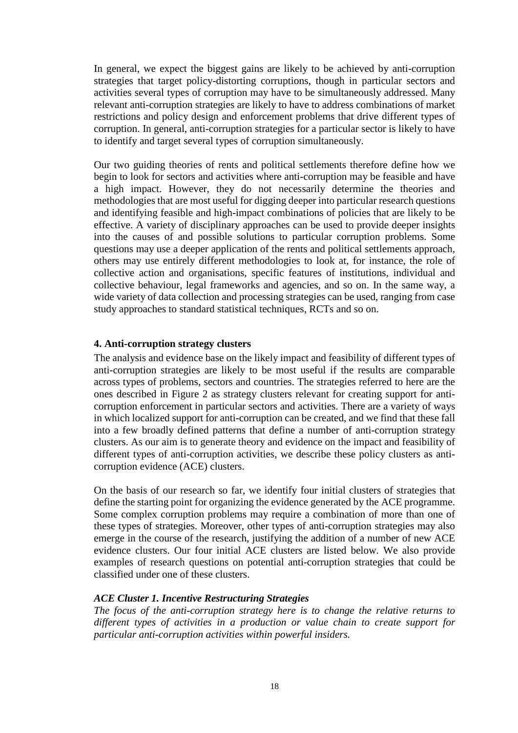In general, we expect the biggest gains are likely to be achieved by anti-corruption strategies that target policy-distorting corruptions, though in particular sectors and activities several types of corruption may have to be simultaneously addressed. Many relevant anti-corruption strategies are likely to have to address combinations of market restrictions and policy design and enforcement problems that drive different types of corruption. In general, anti-corruption strategies for a particular sector is likely to have to identify and target several types of corruption simultaneously.

Our two guiding theories of rents and political settlements therefore define how we begin to look for sectors and activities where anti-corruption may be feasible and have a high impact. However, they do not necessarily determine the theories and methodologies that are most useful for digging deeper into particular research questions and identifying feasible and high-impact combinations of policies that are likely to be effective. A variety of disciplinary approaches can be used to provide deeper insights into the causes of and possible solutions to particular corruption problems. Some questions may use a deeper application of the rents and political settlements approach, others may use entirely different methodologies to look at, for instance, the role of collective action and organisations, specific features of institutions, individual and collective behaviour, legal frameworks and agencies, and so on. In the same way, a wide variety of data collection and processing strategies can be used, ranging from case study approaches to standard statistical techniques, RCTs and so on.

## 4. Anti-corruption strategy clusters

The analysis and evidence base on the likely impact and feasibility of different types of anti-corruption strategies are likely to be most useful if the results are comparable across types of problems, sectors and countries. The strategies referred to here are the ones described in Figure 2 as strategy clusters relevant for creating support for anti-corruption enforcement in particular sectors and activities. There are a variety of ways in which localized support for anti-corruption can be created, and we find that these fall into a few broadly defined patterns that define a number of anti-corruption strategy clusters. As our aim is to generate theory and evidence on the impact and feasibility of different types of anti-corruption activities, we describe these policy clusters as anti-corruption evidence (ACE) clusters.

On the basis of our research so far, we identify four initial clusters of strategies that define the starting point for organizing the evidence generated by the ACE programme. Some complex corruption problems may require a combination of more than one of these types of strategies. Moreover, other types of anti-corruption strategies may also emerge in the course of the research, justifying the addition of a number of new ACE evidence clusters. Our four initial ACE clusters are listed below. We also provide examples of research questions on potential anti-corruption strategies that could be classified under one of these clusters.

### *ACE Cluster 1. Incentive Restructuring Strategies*

*The focus of the anti-corruption strategy here is to change the relative returns to different types of activities in a production or value chain to create support for particular anti-corruption activities within powerful insiders.*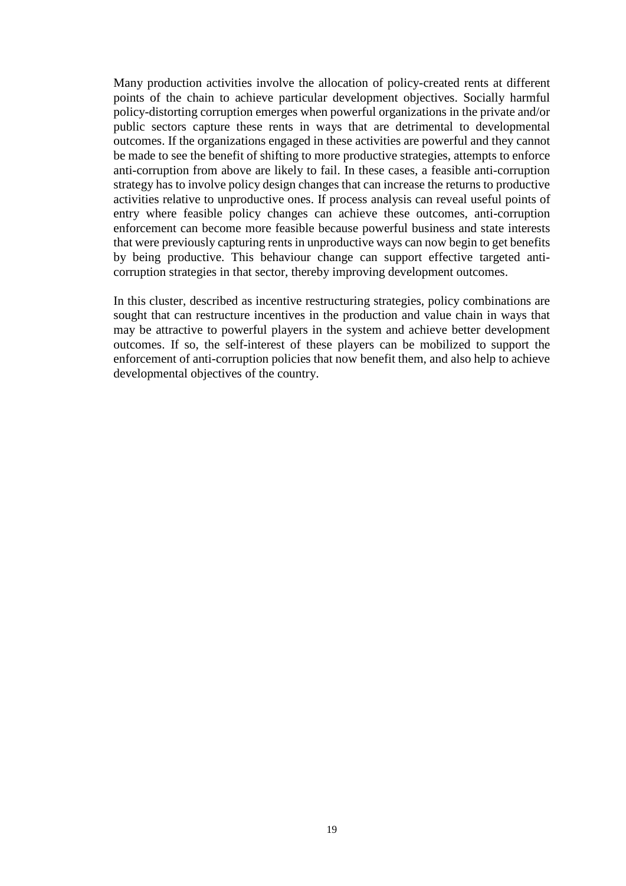Many production activities involve the allocation of policy-created rents at different points of the chain to achieve particular development objectives. Socially harmful policy-distorting corruption emerges when powerful organizations in the private and/or public sectors capture these rents in ways that are detrimental to developmental outcomes. If the organizations engaged in these activities are powerful and they cannot be made to see the benefit of shifting to more productive strategies, attempts to enforce anti-corruption from above are likely to fail. In these cases, a feasible anti-corruption strategy has to involve policy design changes that can increase the returns to productive activities relative to unproductive ones. If process analysis can reveal useful points of entry where feasible policy changes can achieve these outcomes, anti-corruption enforcement can become more feasible because powerful business and state interests that were previously capturing rents in unproductive ways can now begin to get benefits by being productive. This behaviour change can support effective targeted anti-corruption strategies in that sector, thereby improving development outcomes.

In this cluster, described as incentive restructuring strategies, policy combinations are sought that can restructure incentives in the production and value chain in ways that may be attractive to powerful players in the system and achieve better development outcomes. If so, the self-interest of these players can be mobilized to support the enforcement of anti-corruption policies that now benefit them, and also help to achieve developmental objectives of the country.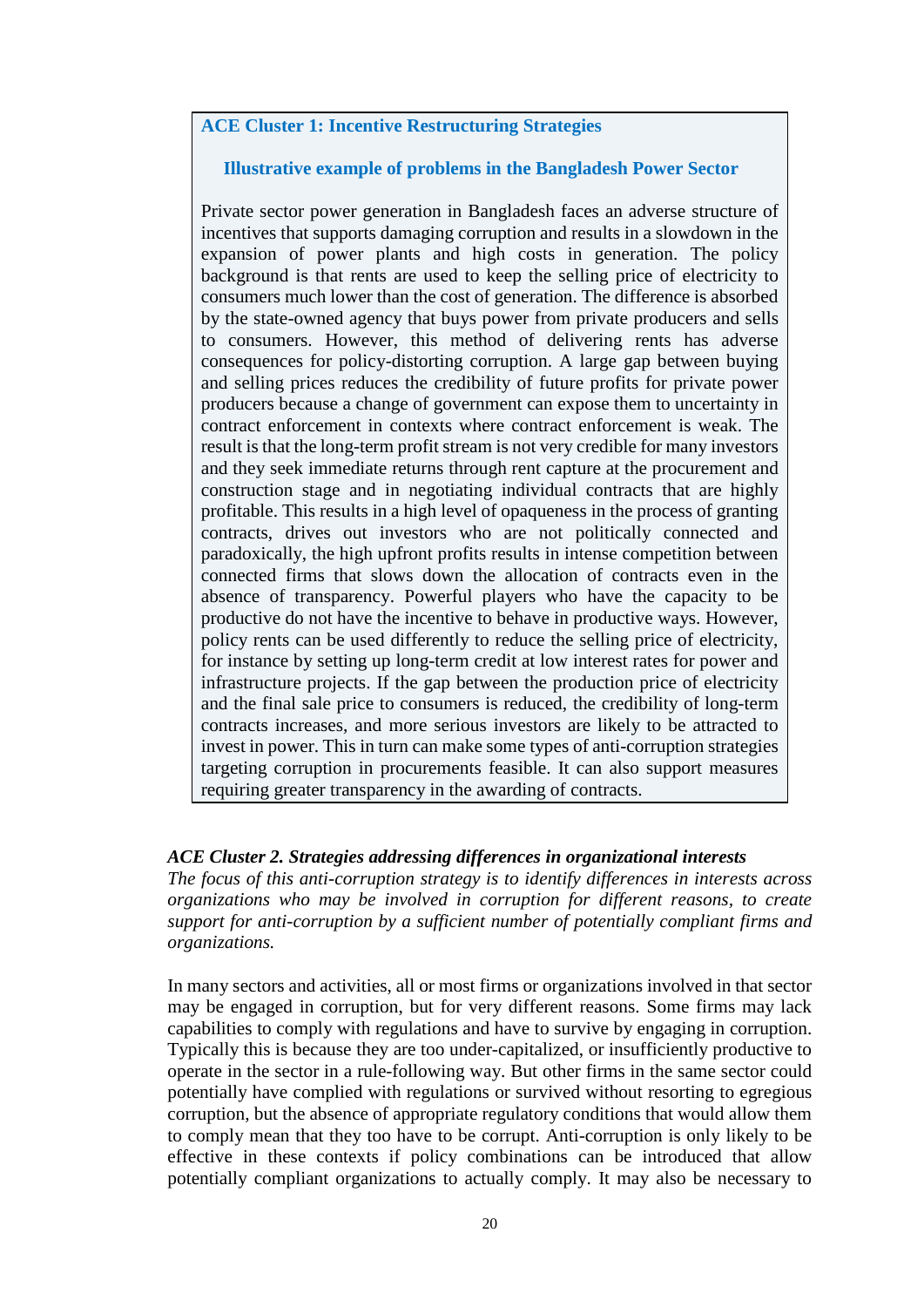**ACE Cluster 1: Incentive Restructuring Strategies**

**Illustrative example of problems in the Bangladesh Power Sector**

Private sector power generation in Bangladesh faces an adverse structure of incentives that supports damaging corruption and results in a slowdown in the expansion of power plants and high costs in generation. The policy background is that rents are used to keep the selling price of electricity to consumers much lower than the cost of generation. The difference is absorbed by the state-owned agency that buys power from private producers and sells to consumers. However, this method of delivering rents has adverse consequences for policy-distorting corruption. A large gap between buying and selling prices reduces the credibility of future profits for private power producers because a change of government can expose them to uncertainty in contract enforcement in contexts where contract enforcement is weak. The result is that the long-term profit stream is not very credible for many investors and they seek immediate returns through rent capture at the procurement and construction stage and in negotiating individual contracts that are highly profitable. This results in a high level of opaqueness in the process of granting contracts, drives out investors who are not politically connected and paradoxically, the high upfront profits results in intense competition between connected firms that slows down the allocation of contracts even in the absence of transparency. Powerful players who have the capacity to be productive do not have the incentive to behave in productive ways. However, policy rents can be used differently to reduce the selling price of electricity, for instance by setting up long-term credit at low interest rates for power and infrastructure projects. If the gap between the production price of electricity and the final sale price to consumers is reduced, the credibility of long-term contracts increases, and more serious investors are likely to be attracted to invest in power. This in turn can make some types of anti-corruption strategies targeting corruption in procurements feasible. It can also support measures requiring greater transparency in the awarding of contracts.

***ACE Cluster 2. Strategies addressing differences in organizational interests***

*The focus of this anti-corruption strategy is to identify differences in interests across organizations who may be involved in corruption for different reasons, to create support for anti-corruption by a sufficient number of potentially compliant firms and organizations.*

In many sectors and activities, all or most firms or organizations involved in that sector may be engaged in corruption, but for very different reasons. Some firms may lack capabilities to comply with regulations and have to survive by engaging in corruption. Typically this is because they are too under-capitalized, or insufficiently productive to operate in the sector in a rule-following way. But other firms in the same sector could potentially have complied with regulations or survived without resorting to egregious corruption, but the absence of appropriate regulatory conditions that would allow them to comply mean that they too have to be corrupt. Anti-corruption is only likely to be effective in these contexts if policy combinations can be introduced that allow potentially compliant organizations to actually comply. It may also be necessary to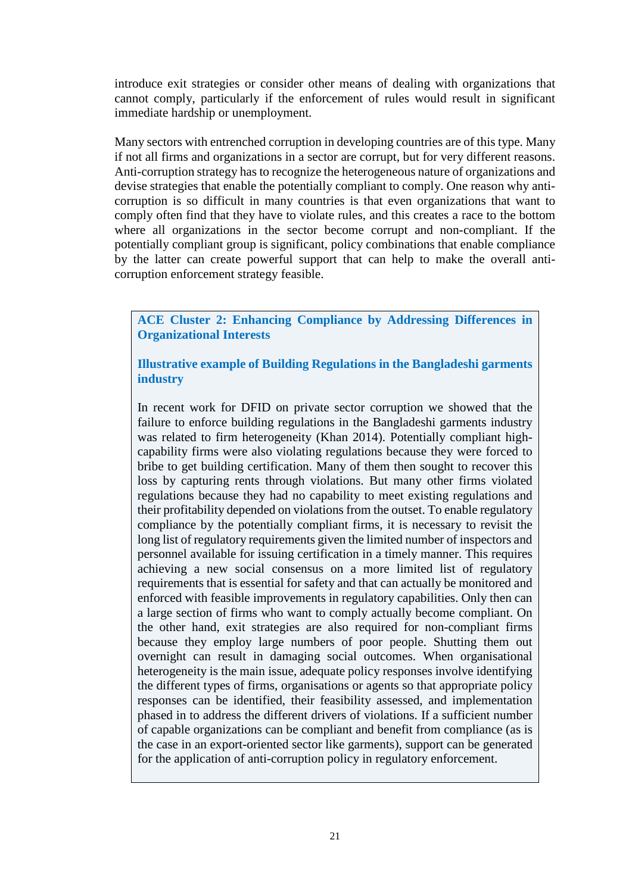introduce exit strategies or consider other means of dealing with organizations that cannot comply, particularly if the enforcement of rules would result in significant immediate hardship or unemployment.

Many sectors with entrenched corruption in developing countries are of this type. Many if not all firms and organizations in a sector are corrupt, but for very different reasons. Anti-corruption strategy has to recognize the heterogeneous nature of organizations and devise strategies that enable the potentially compliant to comply. One reason why anti-corruption is so difficult in many countries is that even organizations that want to comply often find that they have to violate rules, and this creates a race to the bottom where all organizations in the sector become corrupt and non-compliant. If the potentially compliant group is significant, policy combinations that enable compliance by the latter can create powerful support that can help to make the overall anti-corruption enforcement strategy feasible.

> **ACE Cluster 2: Enhancing Compliance by Addressing Differences in Organizational Interests**
>
> **Illustrative example of Building Regulations in the Bangladeshi garments industry**
>
> In recent work for DFID on private sector corruption we showed that the failure to enforce building regulations in the Bangladeshi garments industry was related to firm heterogeneity (Khan 2014). Potentially compliant high-capability firms were also violating regulations because they were forced to bribe to get building certification. Many of them then sought to recover this loss by capturing rents through violations. But many other firms violated regulations because they had no capability to meet existing regulations and their profitability depended on violations from the outset. To enable regulatory compliance by the potentially compliant firms, it is necessary to revisit the long list of regulatory requirements given the limited number of inspectors and personnel available for issuing certification in a timely manner. This requires achieving a new social consensus on a more limited list of regulatory requirements that is essential for safety and that can actually be monitored and enforced with feasible improvements in regulatory capabilities. Only then can a large section of firms who want to comply actually become compliant. On the other hand, exit strategies are also required for non-compliant firms because they employ large numbers of poor people. Shutting them out overnight can result in damaging social outcomes. When organisational heterogeneity is the main issue, adequate policy responses involve identifying the different types of firms, organisations or agents so that appropriate policy responses can be identified, their feasibility assessed, and implementation phased in to address the different drivers of violations. If a sufficient number of capable organizations can be compliant and benefit from compliance (as is the case in an export-oriented sector like garments), support can be generated for the application of anti-corruption policy in regulatory enforcement.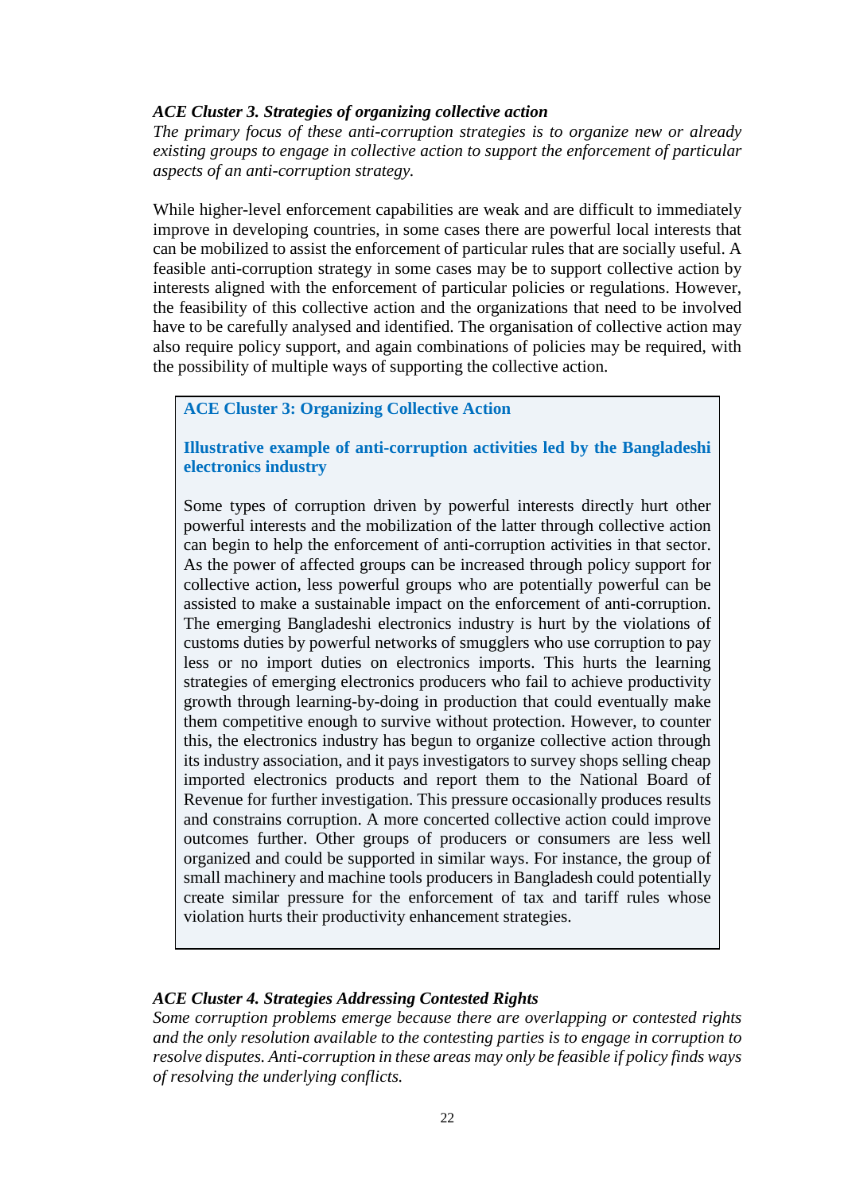***ACE Cluster 3. Strategies of organizing collective action***

*The primary focus of these anti-corruption strategies is to organize new or already existing groups to engage in collective action to support the enforcement of particular aspects of an anti-corruption strategy.*

While higher-level enforcement capabilities are weak and are difficult to immediately improve in developing countries, in some cases there are powerful local interests that can be mobilized to assist the enforcement of particular rules that are socially useful. A feasible anti-corruption strategy in some cases may be to support collective action by interests aligned with the enforcement of particular policies or regulations. However, the feasibility of this collective action and the organizations that need to be involved have to be carefully analysed and identified. The organisation of collective action may also require policy support, and again combinations of policies may be required, with the possibility of multiple ways of supporting the collective action.

> **ACE Cluster 3: Organizing Collective Action**
>
> **Illustrative example of anti-corruption activities led by the Bangladeshi electronics industry**
>
> Some types of corruption driven by powerful interests directly hurt other powerful interests and the mobilization of the latter through collective action can begin to help the enforcement of anti-corruption activities in that sector. As the power of affected groups can be increased through policy support for collective action, less powerful groups who are potentially powerful can be assisted to make a sustainable impact on the enforcement of anti-corruption. The emerging Bangladeshi electronics industry is hurt by the violations of customs duties by powerful networks of smugglers who use corruption to pay less or no import duties on electronics imports. This hurts the learning strategies of emerging electronics producers who fail to achieve productivity growth through learning-by-doing in production that could eventually make them competitive enough to survive without protection. However, to counter this, the electronics industry has begun to organize collective action through its industry association, and it pays investigators to survey shops selling cheap imported electronics products and report them to the National Board of Revenue for further investigation. This pressure occasionally produces results and constrains corruption. A more concerted collective action could improve outcomes further. Other groups of producers or consumers are less well organized and could be supported in similar ways. For instance, the group of small machinery and machine tools producers in Bangladesh could potentially create similar pressure for the enforcement of tax and tariff rules whose violation hurts their productivity enhancement strategies.

***ACE Cluster 4. Strategies Addressing Contested Rights***

*Some corruption problems emerge because there are overlapping or contested rights and the only resolution available to the contesting parties is to engage in corruption to resolve disputes. Anti-corruption in these areas may only be feasible if policy finds ways of resolving the underlying conflicts.*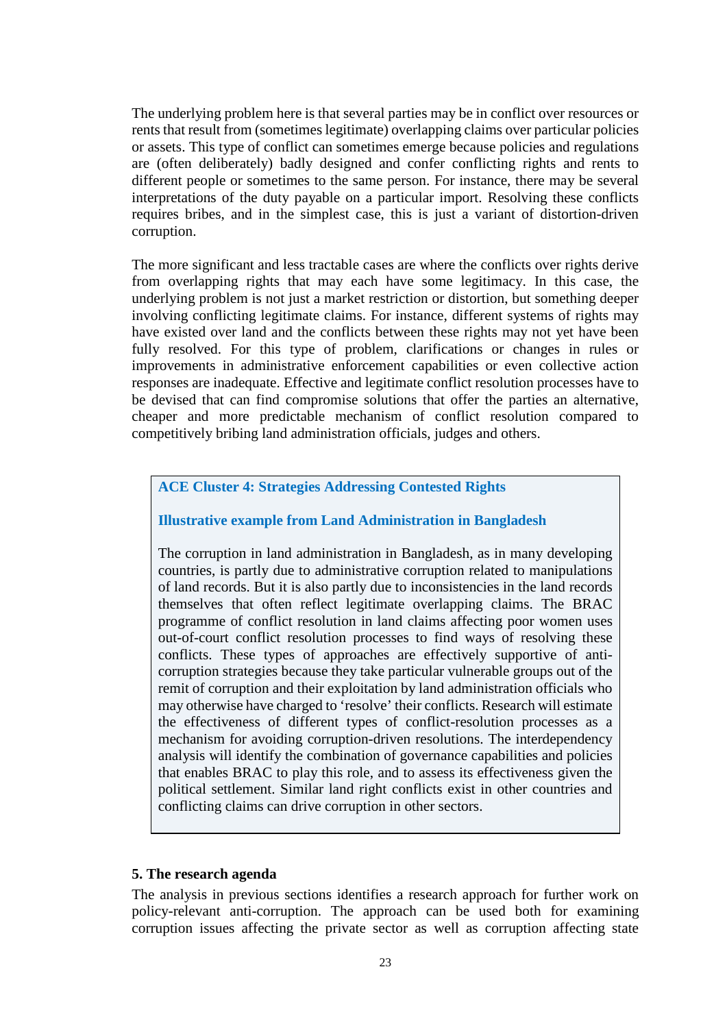The underlying problem here is that several parties may be in conflict over resources or rents that result from (sometimes legitimate) overlapping claims over particular policies or assets. This type of conflict can sometimes emerge because policies and regulations are (often deliberately) badly designed and confer conflicting rights and rents to different people or sometimes to the same person. For instance, there may be several interpretations of the duty payable on a particular import. Resolving these conflicts requires bribes, and in the simplest case, this is just a variant of distortion-driven corruption.

The more significant and less tractable cases are where the conflicts over rights derive from overlapping rights that may each have some legitimacy. In this case, the underlying problem is not just a market restriction or distortion, but something deeper involving conflicting legitimate claims. For instance, different systems of rights may have existed over land and the conflicts between these rights may not yet have been fully resolved. For this type of problem, clarifications or changes in rules or improvements in administrative enforcement capabilities or even collective action responses are inadequate. Effective and legitimate conflict resolution processes have to be devised that can find compromise solutions that offer the parties an alternative, cheaper and more predictable mechanism of conflict resolution compared to competitively bribing land administration officials, judges and others.

> **ACE Cluster 4: Strategies Addressing Contested Rights**
>
> **Illustrative example from Land Administration in Bangladesh**
>
> The corruption in land administration in Bangladesh, as in many developing countries, is partly due to administrative corruption related to manipulations of land records. But it is also partly due to inconsistencies in the land records themselves that often reflect legitimate overlapping claims. The BRAC programme of conflict resolution in land claims affecting poor women uses out-of-court conflict resolution processes to find ways of resolving these conflicts. These types of approaches are effectively supportive of anti-corruption strategies because they take particular vulnerable groups out of the remit of corruption and their exploitation by land administration officials who may otherwise have charged to 'resolve' their conflicts. Research will estimate the effectiveness of different types of conflict-resolution processes as a mechanism for avoiding corruption-driven resolutions. The interdependency analysis will identify the combination of governance capabilities and policies that enables BRAC to play this role, and to assess its effectiveness given the political settlement. Similar land right conflicts exist in other countries and conflicting claims can drive corruption in other sectors.

## 5. The research agenda

The analysis in previous sections identifies a research approach for further work on policy-relevant anti-corruption. The approach can be used both for examining corruption issues affecting the private sector as well as corruption affecting state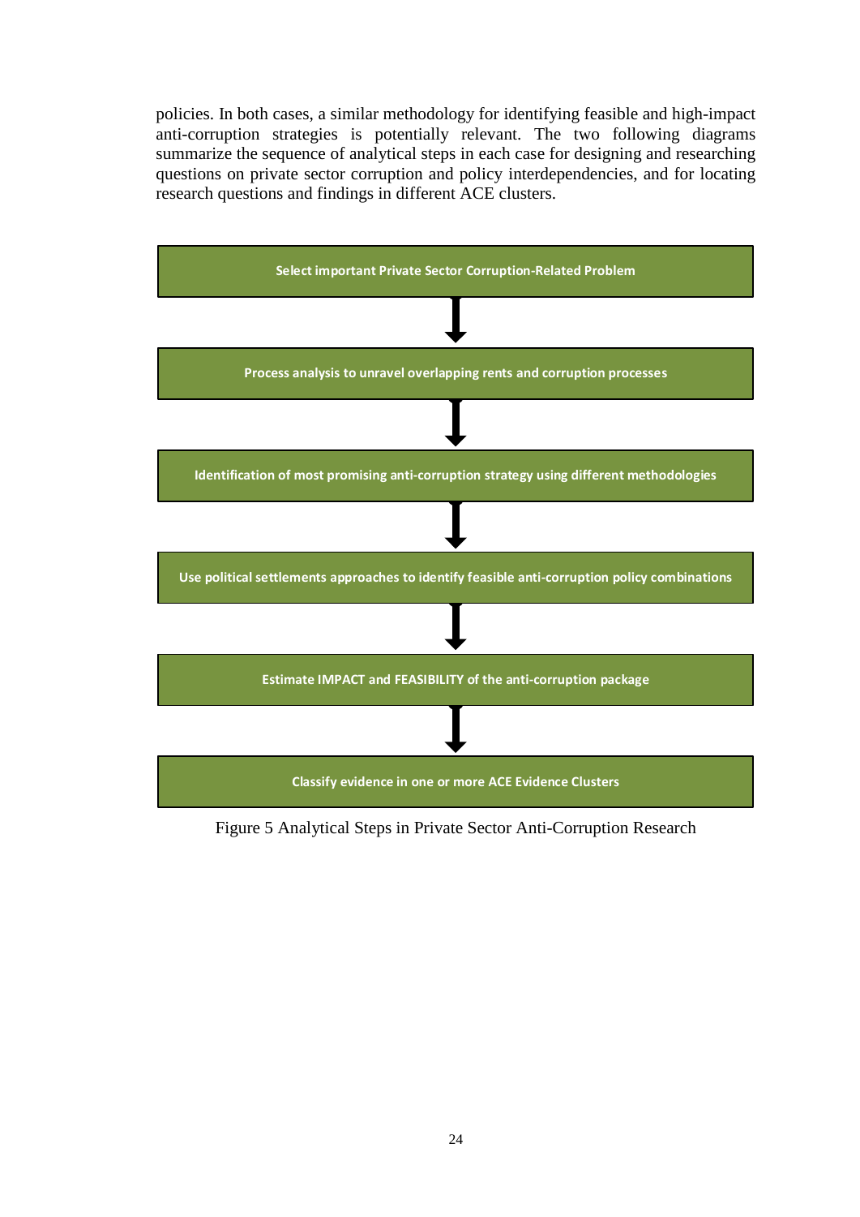policies. In both cases, a similar methodology for identifying feasible and high-impact anti-corruption strategies is potentially relevant. The two following diagrams summarize the sequence of analytical steps in each case for designing and researching questions on private sector corruption and policy interdependencies, and for locating research questions and findings in different ACE clusters.

**Select important Private Sector Corruption-Related Problem**

↓

**Process analysis to unravel overlapping rents and corruption processes**

↓

**Identification of most promising anti-corruption strategy using different methodologies**

↓

**Use political settlements approaches to identify feasible anti-corruption policy combinations**

↓

**Estimate IMPACT and FEASIBILITY of the anti-corruption package**

↓

**Classify evidence in one or more ACE Evidence Clusters**

Figure 5 Analytical Steps in Private Sector Anti-Corruption Research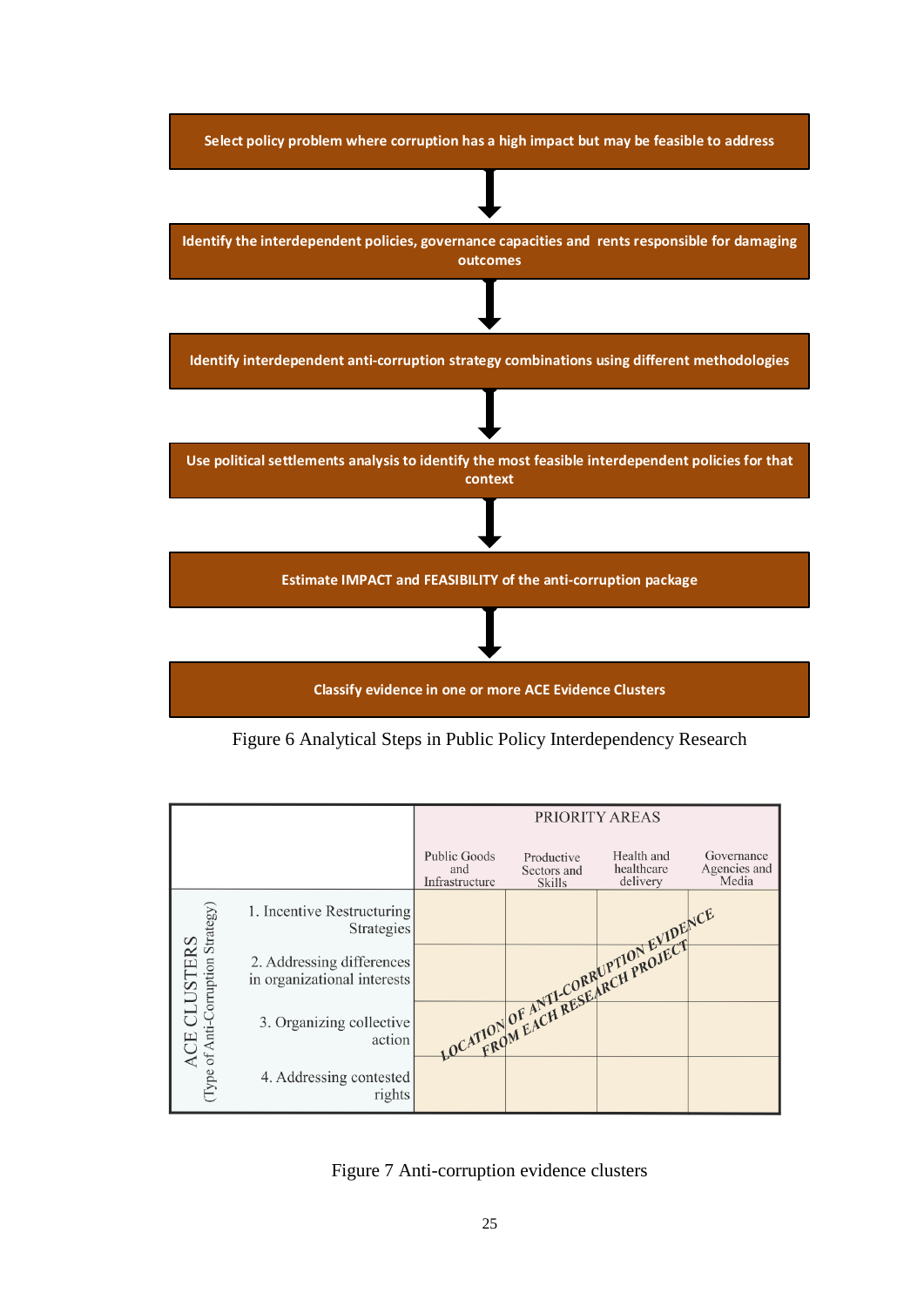Select policy problem where corruption has a high impact but may be feasible to address

↓

Identify the interdependent policies, governance capacities and rents responsible for damaging outcomes

↓

Identify interdependent anti-corruption strategy combinations using different methodologies

↓

Use political settlements analysis to identify the most feasible interdependent policies for that context

↓

Estimate IMPACT and FEASIBILITY of the anti-corruption package

↓

Classify evidence in one or more ACE Evidence Clusters

Figure 6 Analytical Steps in Public Policy Interdependency Research

| ACE CLUSTERS (Type of Anti-Corruption Strategy) | PRIORITY AREAS: Public Goods and Infrastructure | Productive Sectors and Skills | Health and healthcare delivery | Governance Agencies and Media |
|---|---|---|---|---|
| 1. Incentive Restructuring Strategies | | | | |
| 2. Addressing differences in organizational interests | | | | |
| 3. Organizing collective action | | | | |
| 4. Addressing contested rights | | | | |

LOCATION OF ANTI-CORRUPTION EVIDENCE FROM EACH RESEARCH PROJECT

Figure 7 Anti-corruption evidence clusters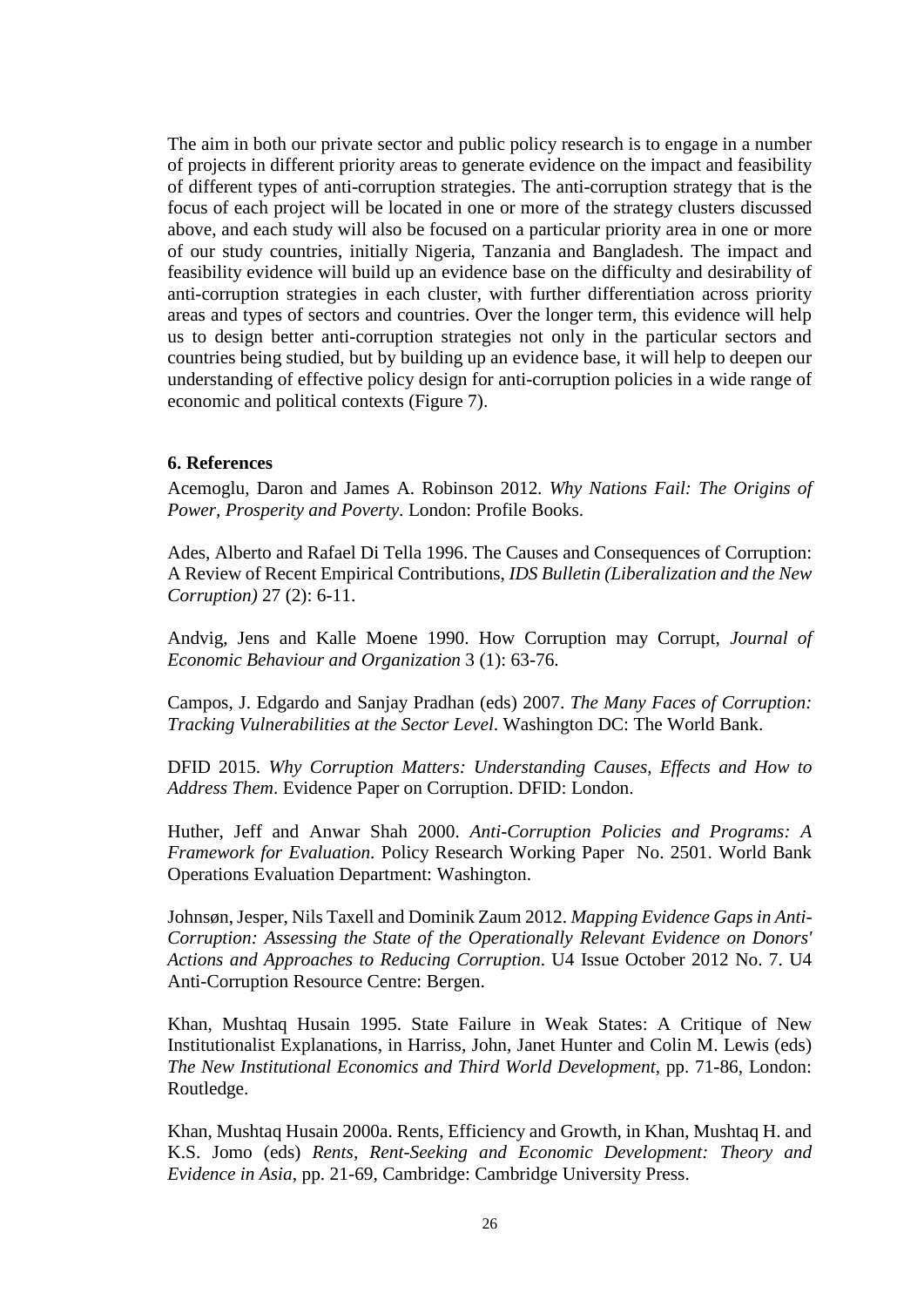The aim in both our private sector and public policy research is to engage in a number of projects in different priority areas to generate evidence on the impact and feasibility of different types of anti-corruption strategies. The anti-corruption strategy that is the focus of each project will be located in one or more of the strategy clusters discussed above, and each study will also be focused on a particular priority area in one or more of our study countries, initially Nigeria, Tanzania and Bangladesh. The impact and feasibility evidence will build up an evidence base on the difficulty and desirability of anti-corruption strategies in each cluster, with further differentiation across priority areas and types of sectors and countries. Over the longer term, this evidence will help us to design better anti-corruption strategies not only in the particular sectors and countries being studied, but by building up an evidence base, it will help to deepen our understanding of effective policy design for anti-corruption policies in a wide range of economic and political contexts (Figure 7).

## 6. References

Acemoglu, Daron and James A. Robinson 2012. *Why Nations Fail: The Origins of Power, Prosperity and Poverty*. London: Profile Books.

Ades, Alberto and Rafael Di Tella 1996. The Causes and Consequences of Corruption: A Review of Recent Empirical Contributions, *IDS Bulletin (Liberalization and the New Corruption)* 27 (2): 6-11.

Andvig, Jens and Kalle Moene 1990. How Corruption may Corrupt, *Journal of Economic Behaviour and Organization* 3 (1): 63-76.

Campos, J. Edgardo and Sanjay Pradhan (eds) 2007. *The Many Faces of Corruption: Tracking Vulnerabilities at the Sector Level*. Washington DC: The World Bank.

DFID 2015. *Why Corruption Matters: Understanding Causes, Effects and How to Address Them*. Evidence Paper on Corruption. DFID: London.

Huther, Jeff and Anwar Shah 2000. *Anti-Corruption Policies and Programs: A Framework for Evaluation*. Policy Research Working Paper No. 2501. World Bank Operations Evaluation Department: Washington.

Johnsøn, Jesper, Nils Taxell and Dominik Zaum 2012. *Mapping Evidence Gaps in Anti-Corruption: Assessing the State of the Operationally Relevant Evidence on Donors' Actions and Approaches to Reducing Corruption*. U4 Issue October 2012 No. 7. U4 Anti-Corruption Resource Centre: Bergen.

Khan, Mushtaq Husain 1995. State Failure in Weak States: A Critique of New Institutionalist Explanations, in Harriss, John, Janet Hunter and Colin M. Lewis (eds) *The New Institutional Economics and Third World Development*, pp. 71-86, London: Routledge.

Khan, Mushtaq Husain 2000a. Rents, Efficiency and Growth, in Khan, Mushtaq H. and K.S. Jomo (eds) *Rents, Rent-Seeking and Economic Development: Theory and Evidence in Asia*, pp. 21-69, Cambridge: Cambridge University Press.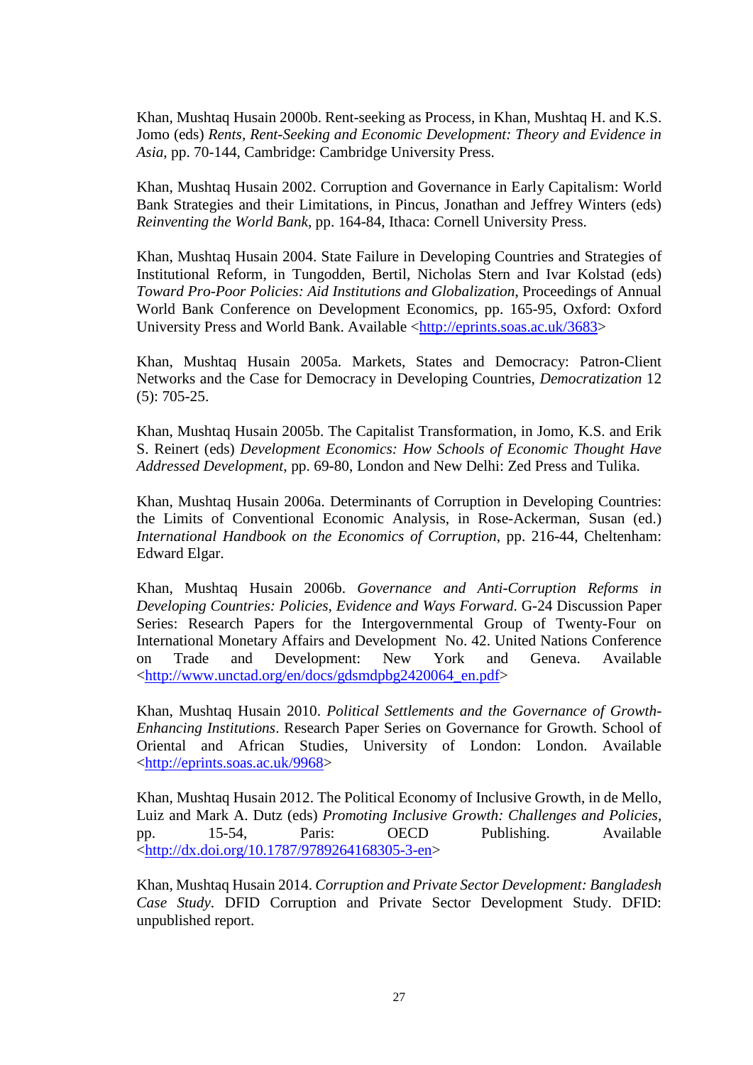Khan, Mushtaq Husain 2000b. Rent-seeking as Process, in Khan, Mushtaq H. and K.S. Jomo (eds) *Rents, Rent-Seeking and Economic Development: Theory and Evidence in Asia*, pp. 70-144, Cambridge: Cambridge University Press.

Khan, Mushtaq Husain 2002. Corruption and Governance in Early Capitalism: World Bank Strategies and their Limitations, in Pincus, Jonathan and Jeffrey Winters (eds) *Reinventing the World Bank*, pp. 164-84, Ithaca: Cornell University Press.

Khan, Mushtaq Husain 2004. State Failure in Developing Countries and Strategies of Institutional Reform, in Tungodden, Bertil, Nicholas Stern and Ivar Kolstad (eds) *Toward Pro-Poor Policies: Aid Institutions and Globalization*, Proceedings of Annual World Bank Conference on Development Economics, pp. 165-95, Oxford: Oxford University Press and World Bank. Available <http://eprints.soas.ac.uk/3683>

Khan, Mushtaq Husain 2005a. Markets, States and Democracy: Patron-Client Networks and the Case for Democracy in Developing Countries, *Democratization* 12 (5): 705-25.

Khan, Mushtaq Husain 2005b. The Capitalist Transformation, in Jomo, K.S. and Erik S. Reinert (eds) *Development Economics: How Schools of Economic Thought Have Addressed Development*, pp. 69-80, London and New Delhi: Zed Press and Tulika.

Khan, Mushtaq Husain 2006a. Determinants of Corruption in Developing Countries: the Limits of Conventional Economic Analysis, in Rose-Ackerman, Susan (ed.) *International Handbook on the Economics of Corruption*, pp. 216-44, Cheltenham: Edward Elgar.

Khan, Mushtaq Husain 2006b. *Governance and Anti-Corruption Reforms in Developing Countries: Policies, Evidence and Ways Forward*. G-24 Discussion Paper Series: Research Papers for the Intergovernmental Group of Twenty-Four on International Monetary Affairs and Development No. 42. United Nations Conference on Trade and Development: New York and Geneva. Available <http://www.unctad.org/en/docs/gdsmdpbg2420064_en.pdf>

Khan, Mushtaq Husain 2010. *Political Settlements and the Governance of Growth-Enhancing Institutions*. Research Paper Series on Governance for Growth. School of Oriental and African Studies, University of London: London. Available <http://eprints.soas.ac.uk/9968>

Khan, Mushtaq Husain 2012. The Political Economy of Inclusive Growth, in de Mello, Luiz and Mark A. Dutz (eds) *Promoting Inclusive Growth: Challenges and Policies*, pp. 15-54, Paris: OECD Publishing. Available <http://dx.doi.org/10.1787/9789264168305-3-en>

Khan, Mushtaq Husain 2014. *Corruption and Private Sector Development: Bangladesh Case Study*. DFID Corruption and Private Sector Development Study. DFID: unpublished report.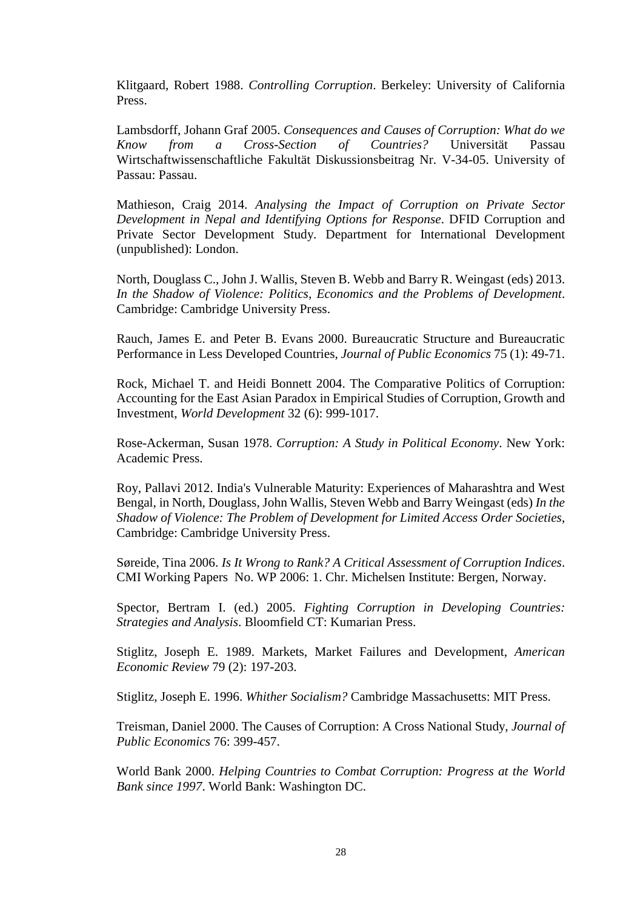Klitgaard, Robert 1988. *Controlling Corruption*. Berkeley: University of California Press.

Lambsdorff, Johann Graf 2005. *Consequences and Causes of Corruption: What do we Know from a Cross-Section of Countries?* Universität Passau Wirtschaftwissenschaftliche Fakultät Diskussionsbeitrag Nr. V-34-05. University of Passau: Passau.

Mathieson, Craig 2014. *Analysing the Impact of Corruption on Private Sector Development in Nepal and Identifying Options for Response*. DFID Corruption and Private Sector Development Study. Department for International Development (unpublished): London.

North, Douglass C., John J. Wallis, Steven B. Webb and Barry R. Weingast (eds) 2013. *In the Shadow of Violence: Politics, Economics and the Problems of Development*. Cambridge: Cambridge University Press.

Rauch, James E. and Peter B. Evans 2000. Bureaucratic Structure and Bureaucratic Performance in Less Developed Countries, *Journal of Public Economics* 75 (1): 49-71.

Rock, Michael T. and Heidi Bonnett 2004. The Comparative Politics of Corruption: Accounting for the East Asian Paradox in Empirical Studies of Corruption, Growth and Investment, *World Development* 32 (6): 999-1017.

Rose-Ackerman, Susan 1978. *Corruption: A Study in Political Economy*. New York: Academic Press.

Roy, Pallavi 2012. India's Vulnerable Maturity: Experiences of Maharashtra and West Bengal, in North, Douglass, John Wallis, Steven Webb and Barry Weingast (eds) *In the Shadow of Violence: The Problem of Development for Limited Access Order Societies*, Cambridge: Cambridge University Press.

Søreide, Tina 2006. *Is It Wrong to Rank? A Critical Assessment of Corruption Indices*. CMI Working Papers No. WP 2006: 1. Chr. Michelsen Institute: Bergen, Norway.

Spector, Bertram I. (ed.) 2005. *Fighting Corruption in Developing Countries: Strategies and Analysis*. Bloomfield CT: Kumarian Press.

Stiglitz, Joseph E. 1989. Markets, Market Failures and Development, *American Economic Review* 79 (2): 197-203.

Stiglitz, Joseph E. 1996. *Whither Socialism?* Cambridge Massachusetts: MIT Press.

Treisman, Daniel 2000. The Causes of Corruption: A Cross National Study, *Journal of Public Economics* 76: 399-457.

World Bank 2000. *Helping Countries to Combat Corruption: Progress at the World Bank since 1997*. World Bank: Washington DC.